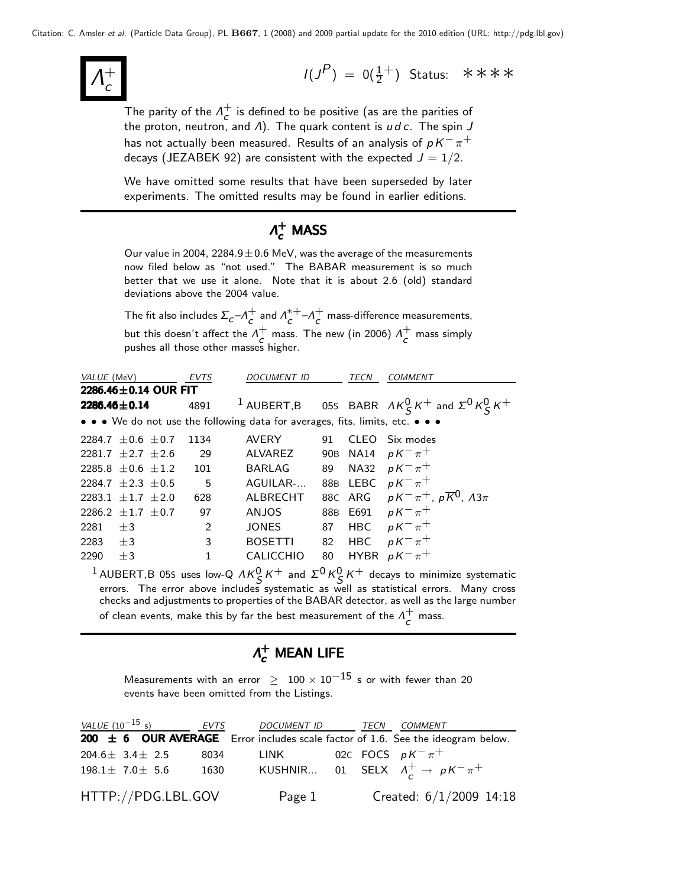Citation: C. Amsler *et al.* (Particle Data Group), PL **B667**, 1 (2008) and 2009 partial update for the 2010 edition (URL: http://pdg.lbl.gov)

# $\Lambda_c^+$

$I(J^P) = 0(\frac{1}{2}^+)$ Status: ∗∗∗∗

The parity of the $\Lambda_c^+$ is defined to be positive (as are the parities of the proton, neutron, and $\Lambda$). The quark content is $u\,d\,c$. The spin $J$ has not actually been measured. Results of an analysis of $pK^-\pi^+$ decays (JEZABEK 92) are consistent with the expected $J = 1/2$.

We have omitted some results that have been superseded by later experiments. The omitted results may be found in earlier editions.

## $\Lambda_c^+$ MASS

Our value in 2004, $2284.9 \pm 0.6$ MeV, was the average of the measurements now filed below as "not used." The BABAR measurement is so much better that we use it alone. Note that it is about 2.6 (old) standard deviations above the 2004 value.

The fit also includes $\Sigma_c$–$\Lambda_c^+$ and $\Lambda_c^{*+}$–$\Lambda_c^+$ mass-difference measurements, but this doesn't affect the $\Lambda_c^+$ mass. The new (in 2006) $\Lambda_c^+$ mass simply pushes all those other masses higher.

| *VALUE* (MeV) | *EVTS* | *DOCUMENT ID* | | *TECN* | *COMMENT* |
|---|---|---|---|---|---|
| **2286.46±0.14 OUR FIT** | | | | | |
| **2286.46±0.14** | 4891 | [1] AUBERT,B | 05S | BABR | $\Lambda K_S^0 K^+$ and $\Sigma^0 K_S^0 K^+$ |
| • • • We do not use the following data for averages, fits, limits, etc. • • • | | | | | |
| 2284.7 ±0.6 ±0.7 | 1134 | AVERY | 91 | CLEO | Six modes |
| 2281.7 ±2.7 ±2.6 | 29 | ALVAREZ | 90B | NA14 | $pK^-\pi^+$ |
| 2285.8 ±0.6 ±1.2 | 101 | BARLAG | 89 | NA32 | $pK^-\pi^+$ |
| 2284.7 ±2.3 ±0.5 | 5 | AGUILAR-... | 88B | LEBC | $pK^-\pi^+$ |
| 2283.1 ±1.7 ±2.0 | 628 | ALBRECHT | 88C | ARG | $pK^-\pi^+$, $p\overline{K}^0$, $\Lambda 3\pi$ |
| 2286.2 ±1.7 ±0.7 | 97 | ANJOS | 88B | E691 | $pK^-\pi^+$ |
| 2281 ±3 | 2 | JONES | 87 | HBC | $pK^-\pi^+$ |
| 2283 ±3 | 3 | BOSETTI | 82 | HBC | $pK^-\pi^+$ |
| 2290 ±3 | 1 | CALICCHIO | 80 | HYBR | $pK^-\pi^+$ |

[1] AUBERT,B 05S uses low-Q $\Lambda K_S^0 K^+$ and $\Sigma^0 K_S^0 K^+$ decays to minimize systematic errors. The error above includes systematic as well as statistical errors. Many cross checks and adjustments to properties of the BABAR detector, as well as the large number of clean events, make this by far the best measurement of the $\Lambda_c^+$ mass.

## $\Lambda_c^+$ MEAN LIFE

Measurements with an error $\geq 100 \times 10^{-15}$ s or with fewer than 20 events have been omitted from the Listings.

| *VALUE* ($10^{-15}$ s) | *EVTS* | *DOCUMENT ID* | | *TECN* | *COMMENT* |
|---|---|---|---|---|---|
| **200 ± 6 OUR AVERAGE** | Error includes scale factor of 1.6. See the ideogram below. | | | | |
| 204.6± 3.4± 2.5 | 8034 | LINK | 02C | FOCS | $pK^-\pi^+$ |
| 198.1± 7.0± 5.6 | 1630 | KUSHNIR... | 01 | SELX | $\Lambda_c^+ \rightarrow pK^-\pi^+$ |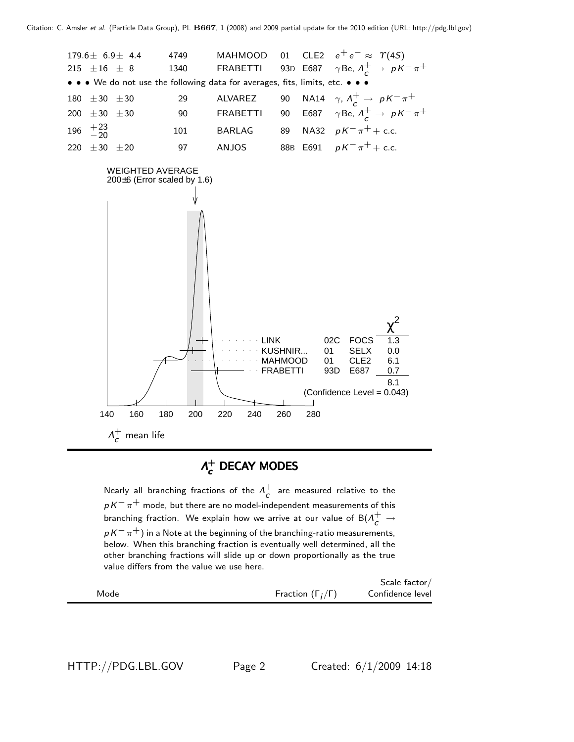| VALUE | EVTS | DOCUMENT ID | | TECN | COMMENT |
|---|---|---|---|---|---|
| 179.6 ± 6.9 ± 4.4 | 4749 | MAHMOOD | 01 | CLE2 | $e^+ e^- \approx \Upsilon(4S)$ |
| 215 ± 16 ± 8 | 1340 | FRABETTI | 93D | E687 | $\gamma$Be, $\Lambda_c^+ \rightarrow p K^- \pi^+$ |

• • • We do not use the following data for averages, fits, limits, etc. • • •

| VALUE | EVTS | DOCUMENT ID | | TECN | COMMENT |
|---|---|---|---|---|---|
| 180 ± 30 ± 30 | 29 | ALVAREZ | 90 | NA14 | $\gamma$, $\Lambda_c^+ \rightarrow p K^- \pi^+$ |
| 200 ± 30 ± 30 | 90 | FRABETTI | 90 | E687 | $\gamma$Be, $\Lambda_c^+ \rightarrow p K^- \pi^+$ |
| 196 $^{+23}_{-20}$ | 101 | BARLAG | 89 | NA32 | $p K^- \pi^+$ + c.c. |
| 220 ± 30 ± 20 | 97 | ANJOS | 88B | E691 | $p K^- \pi^+$ + c.c. |

WEIGHTED AVERAGE
200±6 (Error scaled by 1.6)

| | | | $\chi^2$ |
|---|---|---|---|
| LINK | 02C | FOCS | 1.3 |
| KUSHNIR... | 01 | SELX | 0.0 |
| MAHMOOD | 01 | CLE2 | 6.1 |
| FRABETTI | 93D | E687 | 0.7 |
| | | | 8.1 |

(Confidence Level = 0.043)

$\Lambda_c^+$ mean life

## $\Lambda_c^+$ DECAY MODES

Nearly all branching fractions of the $\Lambda_c^+$ are measured relative to the $p K^- \pi^+$ mode, but there are no model-independent measurements of this branching fraction. We explain how we arrive at our value of B($\Lambda_c^+ \rightarrow p K^- \pi^+$) in a Note at the beginning of the branching-ratio measurements, below. When this branching fraction is eventually well determined, all the other branching fractions will slide up or down proportionally as the true value differs from the value we use here.

| Mode | Fraction ($\Gamma_i/\Gamma$) | Scale factor/ Confidence level |
|---|---|---|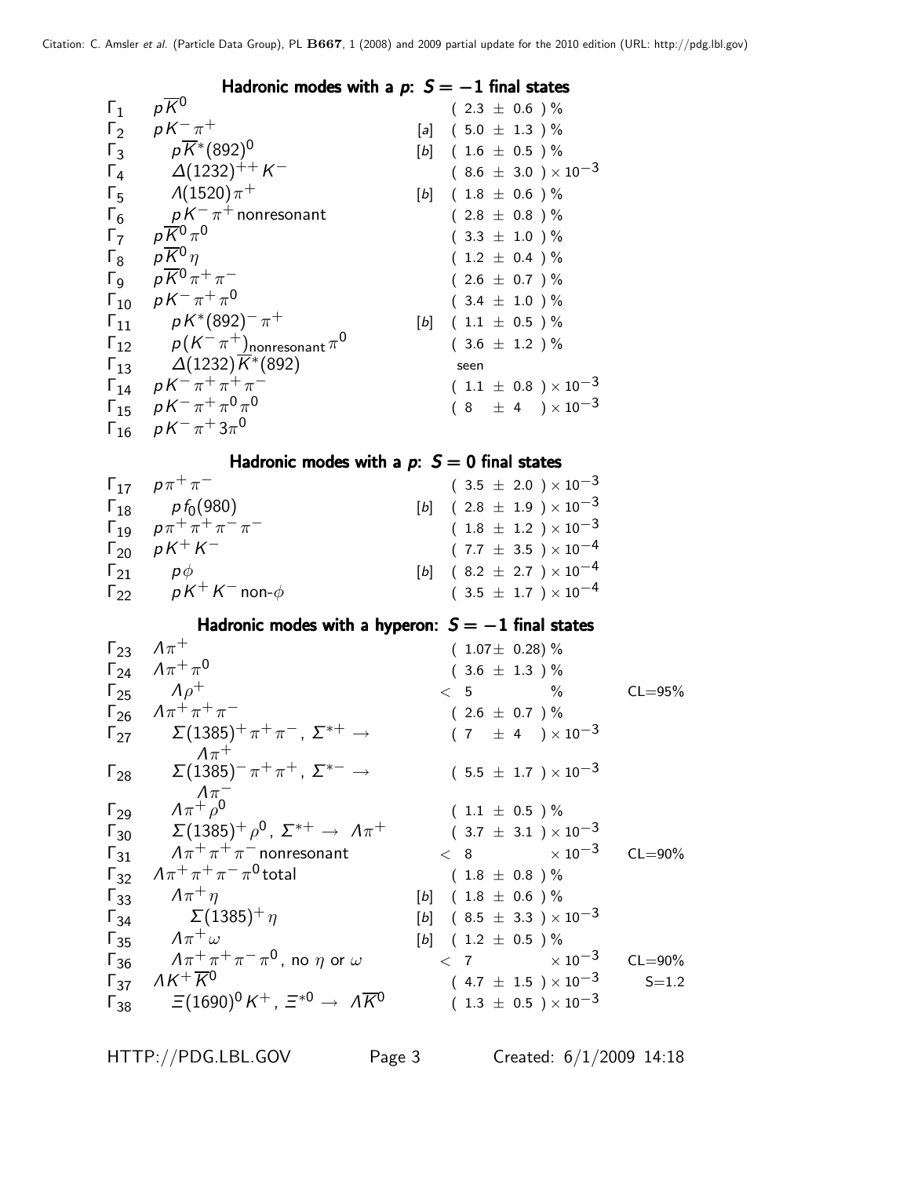### Hadronic modes with a $p$: $S = -1$ final states

| | Mode | | Fraction | |
|---|---|---|---|---|
| $\Gamma_1$ | $p\overline{K}^0$ | | $(2.3 \pm 0.6)\ \%$ | |
| $\Gamma_2$ | $pK^-\pi^+$ | [a] | $(5.0 \pm 1.3)\ \%$ | |
| $\Gamma_3$ | $p\overline{K}^*(892)^0$ | [b] | $(1.6 \pm 0.5)\ \%$ | |
| $\Gamma_4$ | $\Delta(1232)^{++}K^-$ | | $(8.6 \pm 3.0) \times 10^{-3}$ | |
| $\Gamma_5$ | $\Lambda(1520)\pi^+$ | [b] | $(1.8 \pm 0.6)\ \%$ | |
| $\Gamma_6$ | $pK^-\pi^+$ nonresonant | | $(2.8 \pm 0.8)\ \%$ | |
| $\Gamma_7$ | $p\overline{K}^0\pi^0$ | | $(3.3 \pm 1.0)\ \%$ | |
| $\Gamma_8$ | $p\overline{K}^0\eta$ | | $(1.2 \pm 0.4)\ \%$ | |
| $\Gamma_9$ | $p\overline{K}^0\pi^+\pi^-$ | | $(2.6 \pm 0.7)\ \%$ | |
| $\Gamma_{10}$ | $pK^-\pi^+\pi^0$ | | $(3.4 \pm 1.0)\ \%$ | |
| $\Gamma_{11}$ | $pK^*(892)^-\pi^+$ | [b] | $(1.1 \pm 0.5)\ \%$ | |
| $\Gamma_{12}$ | $p(K^-\pi^+)_{\text{nonresonant}}\pi^0$ | | $(3.6 \pm 1.2)\ \%$ | |
| $\Gamma_{13}$ | $\Delta(1232)\overline{K}^*(892)$ | | seen | |
| $\Gamma_{14}$ | $pK^-\pi^+\pi^+\pi^-$ | | $(1.1 \pm 0.8) \times 10^{-3}$ | |
| $\Gamma_{15}$ | $pK^-\pi^+\pi^0\pi^0$ | | $(8 \pm 4) \times 10^{-3}$ | |
| $\Gamma_{16}$ | $pK^-\pi^+3\pi^0$ | | | |

### Hadronic modes with a $p$: $S = 0$ final states

| | Mode | | Fraction | |
|---|---|---|---|---|
| $\Gamma_{17}$ | $p\pi^+\pi^-$ | | $(3.5 \pm 2.0) \times 10^{-3}$ | |
| $\Gamma_{18}$ | $pf_0(980)$ | [b] | $(2.8 \pm 1.9) \times 10^{-3}$ | |
| $\Gamma_{19}$ | $p\pi^+\pi^+\pi^-\pi^-$ | | $(1.8 \pm 1.2) \times 10^{-3}$ | |
| $\Gamma_{20}$ | $pK^+K^-$ | | $(7.7 \pm 3.5) \times 10^{-4}$ | |
| $\Gamma_{21}$ | $p\phi$ | [b] | $(8.2 \pm 2.7) \times 10^{-4}$ | |
| $\Gamma_{22}$ | $pK^+K^-$ non-$\phi$ | | $(3.5 \pm 1.7) \times 10^{-4}$ | |

### Hadronic modes with a hyperon: $S = -1$ final states

| | Mode | | Fraction | |
|---|---|---|---|---|
| $\Gamma_{23}$ | $\Lambda\pi^+$ | | $(1.07 \pm 0.28)\ \%$ | |
| $\Gamma_{24}$ | $\Lambda\pi^+\pi^0$ | | $(3.6 \pm 1.3)\ \%$ | |
| $\Gamma_{25}$ | $\Lambda\rho^+$ | | $< 5\ \%$ | CL=95% |
| $\Gamma_{26}$ | $\Lambda\pi^+\pi^+\pi^-$ | | $(2.6 \pm 0.7)\ \%$ | |
| $\Gamma_{27}$ | $\Sigma(1385)^+\pi^+\pi^-$, $\Sigma^{*+} \to \Lambda\pi^+$ | | $(7 \pm 4) \times 10^{-3}$ | |
| $\Gamma_{28}$ | $\Sigma(1385)^-\pi^+\pi^+$, $\Sigma^{*-} \to \Lambda\pi^-$ | | $(5.5 \pm 1.7) \times 10^{-3}$ | |
| $\Gamma_{29}$ | $\Lambda\pi^+\rho^0$ | | $(1.1 \pm 0.5)\ \%$ | |
| $\Gamma_{30}$ | $\Sigma(1385)^+\rho^0$, $\Sigma^{*+} \to \Lambda\pi^+$ | | $(3.7 \pm 3.1) \times 10^{-3}$ | |
| $\Gamma_{31}$ | $\Lambda\pi^+\pi^+\pi^-$ nonresonant | | $< 8 \times 10^{-3}$ | CL=90% |
| $\Gamma_{32}$ | $\Lambda\pi^+\pi^+\pi^-\pi^0$ total | | $(1.8 \pm 0.8)\ \%$ | |
| $\Gamma_{33}$ | $\Lambda\pi^+\eta$ | [b] | $(1.8 \pm 0.6)\ \%$ | |
| $\Gamma_{34}$ | $\Sigma(1385)^+\eta$ | [b] | $(8.5 \pm 3.3) \times 10^{-3}$ | |
| $\Gamma_{35}$ | $\Lambda\pi^+\omega$ | [b] | $(1.2 \pm 0.5)\ \%$ | |
| $\Gamma_{36}$ | $\Lambda\pi^+\pi^+\pi^-\pi^0$, no $\eta$ or $\omega$ | | $< 7 \times 10^{-3}$ | CL=90% |
| $\Gamma_{37}$ | $\Lambda K^+\overline{K}^0$ | | $(4.7 \pm 1.5) \times 10^{-3}$ | S=1.2 |
| $\Gamma_{38}$ | $\Xi(1690)^0K^+$, $\Xi^{*0} \to \Lambda\overline{K}^0$ | | $(1.3 \pm 0.5) \times 10^{-3}$ | |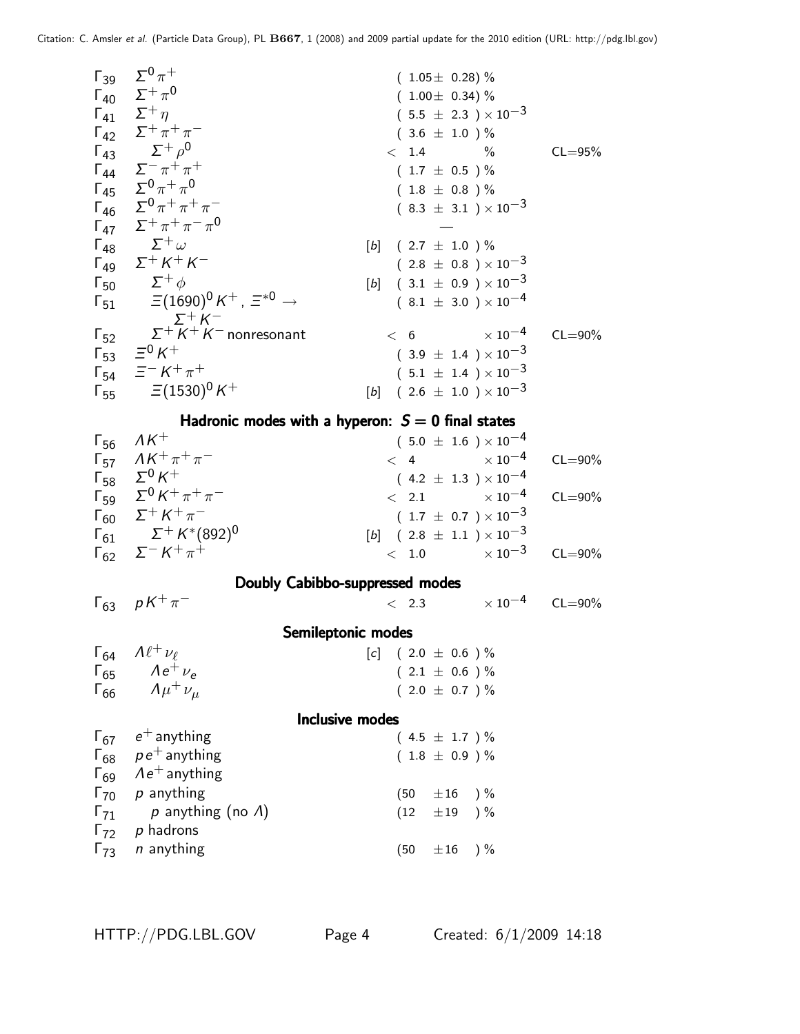| | Mode | | Fraction | | Confidence level |
|---|---|---|---|---|---|
| $\Gamma_{39}$ | $\Sigma^0\pi^+$ | | $(1.05\pm 0.28)$ % | | |
| $\Gamma_{40}$ | $\Sigma^+\pi^0$ | | $(1.00\pm 0.34)$ % | | |
| $\Gamma_{41}$ | $\Sigma^+\eta$ | | $(5.5 \pm 2.3) \times 10^{-3}$ | | |
| $\Gamma_{42}$ | $\Sigma^+\pi^+\pi^-$ | | $(3.6 \pm 1.0)$ % | | |
| $\Gamma_{43}$ | $\Sigma^+\rho^0$ | | $< 1.4$ | % | CL=95% |
| $\Gamma_{44}$ | $\Sigma^-\pi^+\pi^+$ | | $(1.7 \pm 0.5)$ % | | |
| $\Gamma_{45}$ | $\Sigma^0\pi^+\pi^0$ | | $(1.8 \pm 0.8)$ % | | |
| $\Gamma_{46}$ | $\Sigma^0\pi^+\pi^+\pi^-$ | | $(8.3 \pm 3.1) \times 10^{-3}$ | | |
| $\Gamma_{47}$ | $\Sigma^+\pi^+\pi^-\pi^0$ | | — | | |
| $\Gamma_{48}$ | $\Sigma^+\omega$ | [b] | $(2.7 \pm 1.0)$ % | | |
| $\Gamma_{49}$ | $\Sigma^+K^+K^-$ | | $(2.8 \pm 0.8) \times 10^{-3}$ | | |
| $\Gamma_{50}$ | $\Sigma^+\phi$ | [b] | $(3.1 \pm 0.9) \times 10^{-3}$ | | |
| $\Gamma_{51}$ | $\Xi(1690)^0K^+$, $\Xi^{*0} \to \Sigma^+K^-$ | | $(8.1 \pm 3.0) \times 10^{-4}$ | | |
| $\Gamma_{52}$ | $\Sigma^+K^+K^-$ nonresonant | | $< 6$ | $\times 10^{-4}$ | CL=90% |
| $\Gamma_{53}$ | $\Xi^0K^+$ | | $(3.9 \pm 1.4) \times 10^{-3}$ | | |
| $\Gamma_{54}$ | $\Xi^-K^+\pi^+$ | | $(5.1 \pm 1.4) \times 10^{-3}$ | | |
| $\Gamma_{55}$ | $\Xi(1530)^0K^+$ | [b] | $(2.6 \pm 1.0) \times 10^{-3}$ | | |

## Hadronic modes with a hyperon: $S = 0$ final states

| | Mode | | Fraction | | Confidence level |
|---|---|---|---|---|---|
| $\Gamma_{56}$ | $\Lambda K^+$ | | $(5.0 \pm 1.6) \times 10^{-4}$ | | |
| $\Gamma_{57}$ | $\Lambda K^+\pi^+\pi^-$ | | $< 4$ | $\times 10^{-4}$ | CL=90% |
| $\Gamma_{58}$ | $\Sigma^0K^+$ | | $(4.2 \pm 1.3) \times 10^{-4}$ | | |
| $\Gamma_{59}$ | $\Sigma^0K^+\pi^+\pi^-$ | | $< 2.1$ | $\times 10^{-4}$ | CL=90% |
| $\Gamma_{60}$ | $\Sigma^+K^+\pi^-$ | | $(1.7 \pm 0.7) \times 10^{-3}$ | | |
| $\Gamma_{61}$ | $\Sigma^+K^*(892)^0$ | [b] | $(2.8 \pm 1.1) \times 10^{-3}$ | | |
| $\Gamma_{62}$ | $\Sigma^-K^+\pi^+$ | | $< 1.0$ | $\times 10^{-3}$ | CL=90% |

## Doubly Cabibbo-suppressed modes

| | Mode | | Fraction | | Confidence level |
|---|---|---|---|---|---|
| $\Gamma_{63}$ | $pK^+\pi^-$ | | $< 2.3$ | $\times 10^{-4}$ | CL=90% |

## Semileptonic modes

| | Mode | | Fraction |
|---|---|---|---|
| $\Gamma_{64}$ | $\Lambda\ell^+\nu_\ell$ | [c] | $(2.0 \pm 0.6)$ % |
| $\Gamma_{65}$ | $\Lambda e^+\nu_e$ | | $(2.1 \pm 0.6)$ % |
| $\Gamma_{66}$ | $\Lambda\mu^+\nu_\mu$ | | $(2.0 \pm 0.7)$ % |

## Inclusive modes

| | Mode | Fraction |
|---|---|---|
| $\Gamma_{67}$ | $e^+$ anything | $(4.5 \pm 1.7)$ % |
| $\Gamma_{68}$ | $pe^+$ anything | $(1.8 \pm 0.9)$ % |
| $\Gamma_{69}$ | $\Lambda e^+$ anything | |
| $\Gamma_{70}$ | $p$ anything | $(50 \pm 16)$ % |
| $\Gamma_{71}$ | $p$ anything (no $\Lambda$) | $(12 \pm 19)$ % |
| $\Gamma_{72}$ | $p$ hadrons | |
| $\Gamma_{73}$ | $n$ anything | $(50 \pm 16)$ % |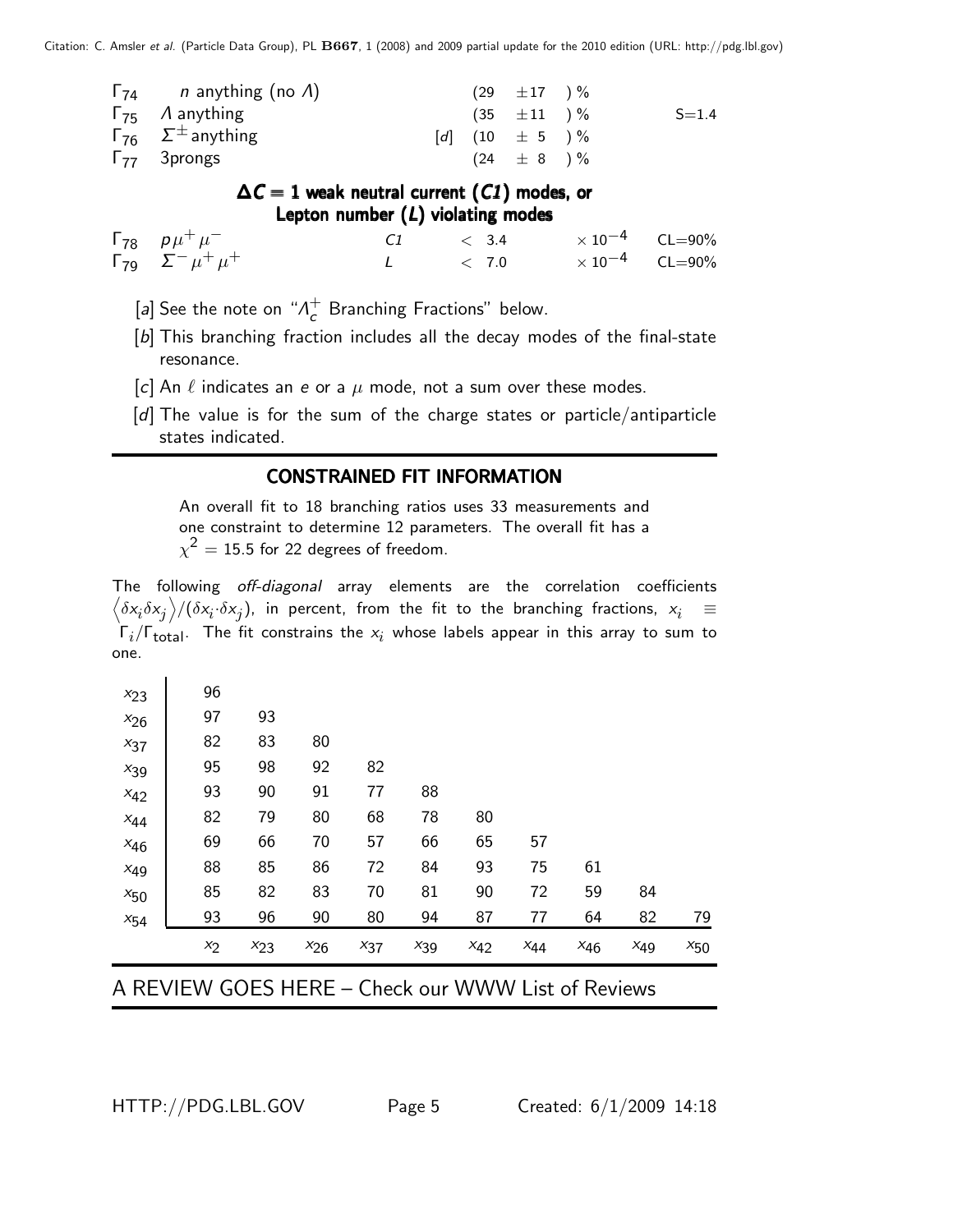| | | | | | |
|---|---|---|---|---|---|
| $\Gamma_{74}$ | $n$ anything (no $\Lambda$) | | $(29 \pm 17)$ % | | |
| $\Gamma_{75}$ | $\Lambda$ anything | | $(35 \pm 11)$ % | | S=1.4 |
| $\Gamma_{76}$ | $\Sigma^{\pm}$ anything | [d] | $(10 \pm 5)$ % | | |
| $\Gamma_{77}$ | 3prongs | | $(24 \pm 8)$ % | | |

### $\Delta C = 1$ weak neutral current ($C1$) modes, or Lepton number ($L$) violating modes

| | | | | | |
|---|---|---|---|---|---|
| $\Gamma_{78}$ | $p \mu^+ \mu^-$ | $C1$ | $< 3.4$ | $\times 10^{-4}$ | CL=90% |
| $\Gamma_{79}$ | $\Sigma^- \mu^+ \mu^+$ | $L$ | $< 7.0$ | $\times 10^{-4}$ | CL=90% |

[a] See the note on "$\Lambda_c^+$ Branching Fractions" below.

[b] This branching fraction includes all the decay modes of the final-state resonance.

[c] An $\ell$ indicates an $e$ or a $\mu$ mode, not a sum over these modes.

[d] The value is for the sum of the charge states or particle/antiparticle states indicated.

## CONSTRAINED FIT INFORMATION

An overall fit to 18 branching ratios uses 33 measurements and one constraint to determine 12 parameters. The overall fit has a $\chi^2 = 15.5$ for 22 degrees of freedom.

The following *off-diagonal* array elements are the correlation coefficients $\left\langle \delta x_i \delta x_j \right\rangle / (\delta x_i \cdot \delta x_j)$, in percent, from the fit to the branching fractions, $x_i \equiv \Gamma_i / \Gamma_{\text{total}}$. The fit constrains the $x_i$ whose labels appear in this array to sum to one.

| | | | | | | | | | | |
|---|---|---|---|---|---|---|---|---|---|---|
| $x_{23}$ | 96 | | | | | | | | | |
| $x_{26}$ | 97 | 93 | | | | | | | | |
| $x_{37}$ | 82 | 83 | 80 | | | | | | | |
| $x_{39}$ | 95 | 98 | 92 | 82 | | | | | | |
| $x_{42}$ | 93 | 90 | 91 | 77 | 88 | | | | | |
| $x_{44}$ | 82 | 79 | 80 | 68 | 78 | 80 | | | | |
| $x_{46}$ | 69 | 66 | 70 | 57 | 66 | 65 | 57 | | | |
| $x_{49}$ | 88 | 85 | 86 | 72 | 84 | 93 | 75 | 61 | | |
| $x_{50}$ | 85 | 82 | 83 | 70 | 81 | 90 | 72 | 59 | 84 | |
| $x_{54}$ | 93 | 96 | 90 | 80 | 94 | 87 | 77 | 64 | 82 | 79 |
| | $x_2$ | $x_{23}$ | $x_{26}$ | $x_{37}$ | $x_{39}$ | $x_{42}$ | $x_{44}$ | $x_{46}$ | $x_{49}$ | $x_{50}$ |

A REVIEW GOES HERE – Check our WWW List of Reviews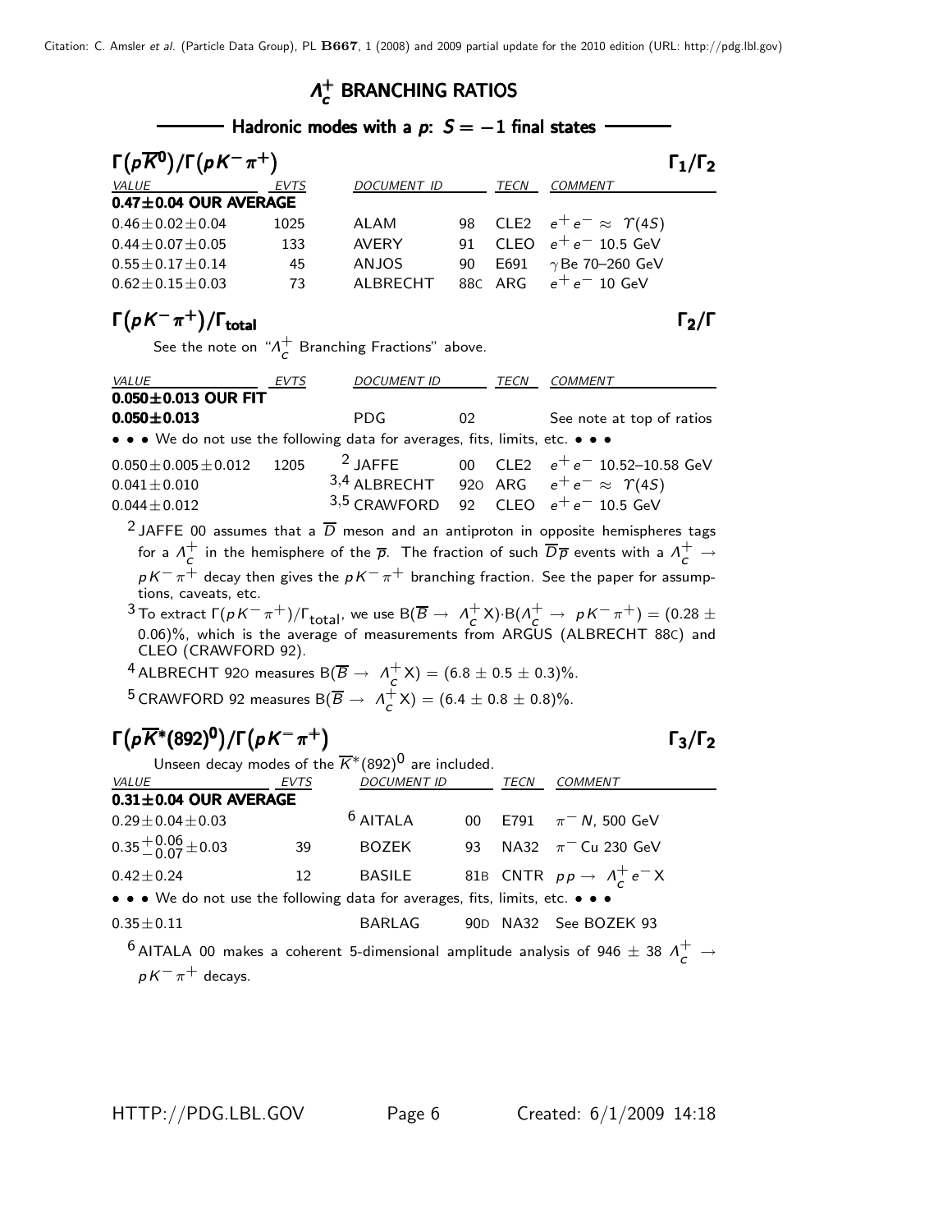# $\Lambda_c^+$ BRANCHING RATIOS

## Hadronic modes with a $p$: $S = -1$ final states

### $\Gamma(p\overline{K}^0)/\Gamma(pK^-\pi^+)$ — $\Gamma_1/\Gamma_2$

| VALUE | EVTS | DOCUMENT ID | | TECN | COMMENT |
|---|---|---|---|---|---|
| **0.47±0.04 OUR AVERAGE** | | | | | |
| $0.46\pm0.02\pm0.04$ | 1025 | ALAM | 98 | CLE2 | $e^+e^- \approx \Upsilon(4S)$ |
| $0.44\pm0.07\pm0.05$ | 133 | AVERY | 91 | CLEO | $e^+e^-$ 10.5 GeV |
| $0.55\pm0.17\pm0.14$ | 45 | ANJOS | 90 | E691 | $\gamma$Be 70–260 GeV |
| $0.62\pm0.15\pm0.03$ | 73 | ALBRECHT | 88C | ARG | $e^+e^-$ 10 GeV |

### $\Gamma(pK^-\pi^+)/\Gamma_{\text{total}}$ — $\Gamma_2/\Gamma$

See the note on "$\Lambda_c^+$ Branching Fractions" above.

| VALUE | EVTS | DOCUMENT ID | | TECN | COMMENT |
|---|---|---|---|---|---|
| **0.050±0.013 OUR FIT** | | | | | |
| **0.050±0.013** | | PDG | 02 | | See note at top of ratios |
| • • • We do not use the following data for averages, fits, limits, etc. • • • | | | | | |
| $0.050\pm0.005\pm0.012$ | 1205 | [2] JAFFE | 00 | CLE2 | $e^+e^-$ 10.52–10.58 GeV |
| $0.041\pm0.010$ | | [3,4] ALBRECHT | 92O | ARG | $e^+e^- \approx \Upsilon(4S)$ |
| $0.044\pm0.012$ | | [3,5] CRAWFORD | 92 | CLEO | $e^+e^-$ 10.5 GeV |

[2] JAFFE 00 assumes that a $\overline{D}$ meson and an antiproton in opposite hemispheres tags for a $\Lambda_c^+$ in the hemisphere of the $\overline{p}$. The fraction of such $\overline{D}\,\overline{p}$ events with a $\Lambda_c^+ \rightarrow pK^-\pi^+$ decay then gives the $pK^-\pi^+$ branching fraction. See the paper for assumptions, caveats, etc.

[3] To extract $\Gamma(pK^-\pi^+)/\Gamma_{\text{total}}$, we use $B(\overline{B} \rightarrow \Lambda_c^+ X)\cdot B(\Lambda_c^+ \rightarrow pK^-\pi^+) = (0.28 \pm 0.06)\%$, which is the average of measurements from ARGUS (ALBRECHT 88C) and CLEO (CRAWFORD 92).

[4] ALBRECHT 92O measures $B(\overline{B} \rightarrow \Lambda_c^+ X) = (6.8 \pm 0.5 \pm 0.3)\%$.

[5] CRAWFORD 92 measures $B(\overline{B} \rightarrow \Lambda_c^+ X) = (6.4 \pm 0.8 \pm 0.8)\%$.

### $\Gamma(p\overline{K}^*(892)^0)/\Gamma(pK^-\pi^+)$ — $\Gamma_3/\Gamma_2$

Unseen decay modes of the $\overline{K}^*(892)^0$ are included.

| VALUE | EVTS | DOCUMENT ID | | TECN | COMMENT |
|---|---|---|---|---|---|
| **0.31±0.04 OUR AVERAGE** | | | | | |
| $0.29\pm0.04\pm0.03$ | | [6] AITALA | 00 | E791 | $\pi^- N$, 500 GeV |
| $0.35^{+0.06}_{-0.07}\pm0.03$ | 39 | BOZEK | 93 | NA32 | $\pi^-$ Cu 230 GeV |
| $0.42\pm0.24$ | 12 | BASILE | 81B | CNTR | $pp \rightarrow \Lambda_c^+ e^- X$ |
| • • • We do not use the following data for averages, fits, limits, etc. • • • | | | | | |
| $0.35\pm0.11$ | | BARLAG | 90D | NA32 | See BOZEK 93 |

[6] AITALA 00 makes a coherent 5-dimensional amplitude analysis of $946 \pm 38$ $\Lambda_c^+ \rightarrow pK^-\pi^+$ decays.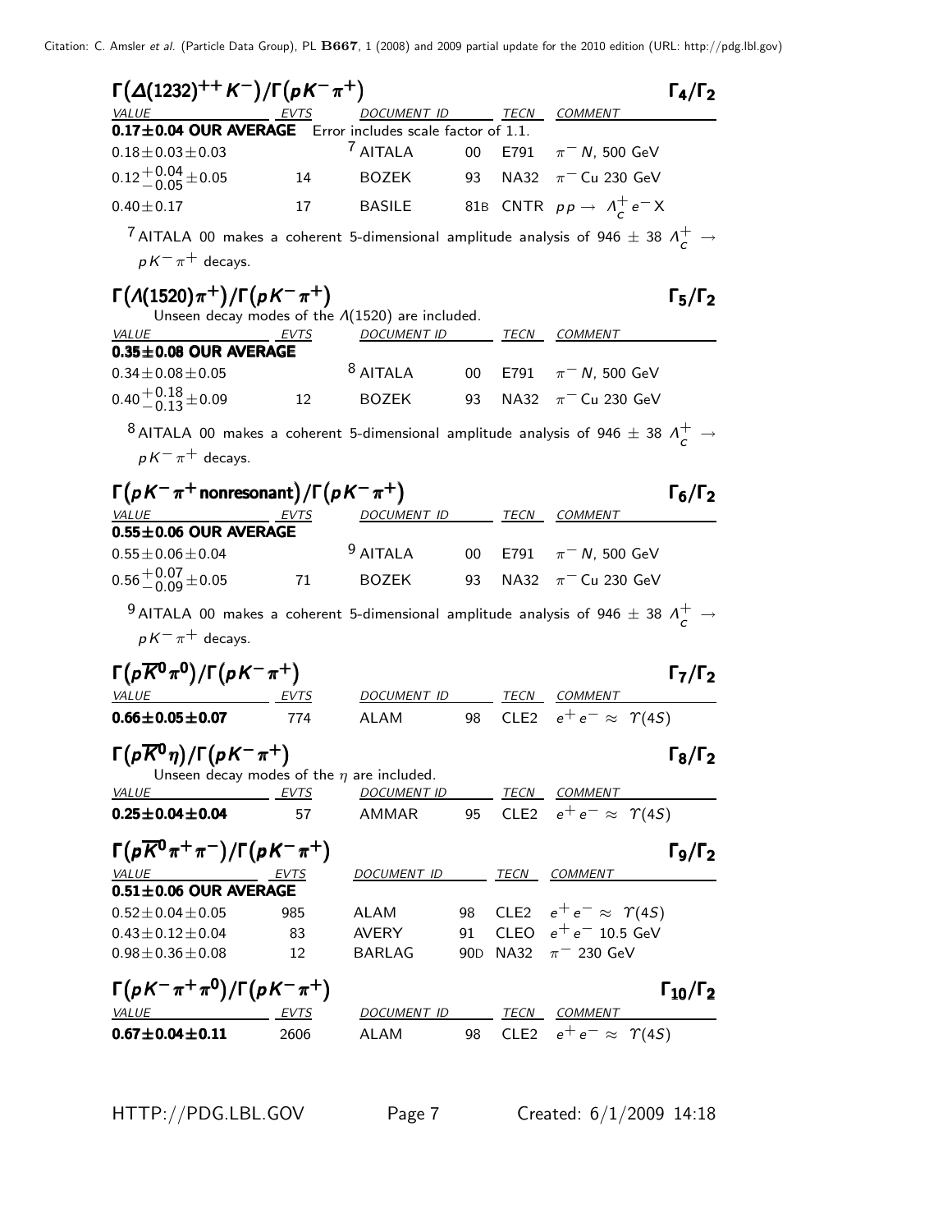### $\Gamma(\Delta(1232)^{++}K^-)/\Gamma(pK^-\pi^+)$ $\Gamma_4/\Gamma_2$

| VALUE | EVTS | DOCUMENT ID | | TECN | COMMENT |
|---|---|---|---|---|---|
| **0.17±0.04 OUR AVERAGE** Error includes scale factor of 1.1. | | | | | |
| $0.18\pm0.03\pm0.03$ | | AITALA [7] | 00 | E791 | $\pi^- N$, 500 GeV |
| $0.12^{+0.04}_{-0.05}\pm0.05$ | 14 | BOZEK | 93 | NA32 | $\pi^-$ Cu 230 GeV |
| $0.40\pm0.17$ | 17 | BASILE | 81B | CNTR | $pp\to\ \Lambda_c^+ e^- X$ |

[7] AITALA 00 makes a coherent 5-dimensional amplitude analysis of $946\pm38$ $\Lambda_c^+\to pK^-\pi^+$ decays.

### $\Gamma(\Lambda(1520)\pi^+)/\Gamma(pK^-\pi^+)$ $\Gamma_5/\Gamma_2$

Unseen decay modes of the $\Lambda(1520)$ are included.

| VALUE | EVTS | DOCUMENT ID | | TECN | COMMENT |
|---|---|---|---|---|---|
| **0.35±0.08 OUR AVERAGE** | | | | | |
| $0.34\pm0.08\pm0.05$ | | AITALA [8] | 00 | E791 | $\pi^- N$, 500 GeV |
| $0.40^{+0.18}_{-0.13}\pm0.09$ | 12 | BOZEK | 93 | NA32 | $\pi^-$ Cu 230 GeV |

[8] AITALA 00 makes a coherent 5-dimensional amplitude analysis of $946\pm38$ $\Lambda_c^+\to pK^-\pi^+$ decays.

### $\Gamma(pK^-\pi^+\text{ nonresonant})/\Gamma(pK^-\pi^+)$ $\Gamma_6/\Gamma_2$

| VALUE | EVTS | DOCUMENT ID | | TECN | COMMENT |
|---|---|---|---|---|---|
| **0.55±0.06 OUR AVERAGE** | | | | | |
| $0.55\pm0.06\pm0.04$ | | AITALA [9] | 00 | E791 | $\pi^- N$, 500 GeV |
| $0.56^{+0.07}_{-0.09}\pm0.05$ | 71 | BOZEK | 93 | NA32 | $\pi^-$ Cu 230 GeV |

[9] AITALA 00 makes a coherent 5-dimensional amplitude analysis of $946\pm38$ $\Lambda_c^+\to pK^-\pi^+$ decays.

### $\Gamma(p\overline{K}^0\pi^0)/\Gamma(pK^-\pi^+)$ $\Gamma_7/\Gamma_2$

| VALUE | EVTS | DOCUMENT ID | | TECN | COMMENT |
|---|---|---|---|---|---|
| **0.66±0.05±0.07** | 774 | ALAM | 98 | CLE2 | $e^+e^-\approx\ \Upsilon(4S)$ |

### $\Gamma(p\overline{K}^0\eta)/\Gamma(pK^-\pi^+)$ $\Gamma_8/\Gamma_2$

Unseen decay modes of the $\eta$ are included.

| VALUE | EVTS | DOCUMENT ID | | TECN | COMMENT |
|---|---|---|---|---|---|
| **0.25±0.04±0.04** | 57 | AMMAR | 95 | CLE2 | $e^+e^-\approx\ \Upsilon(4S)$ |

### $\Gamma(p\overline{K}^0\pi^+\pi^-)/\Gamma(pK^-\pi^+)$ $\Gamma_9/\Gamma_2$

| VALUE | EVTS | DOCUMENT ID | | TECN | COMMENT |
|---|---|---|---|---|---|
| **0.51±0.06 OUR AVERAGE** | | | | | |
| $0.52\pm0.04\pm0.05$ | 985 | ALAM | 98 | CLE2 | $e^+e^-\approx\ \Upsilon(4S)$ |
| $0.43\pm0.12\pm0.04$ | 83 | AVERY | 91 | CLEO | $e^+e^-$ 10.5 GeV |
| $0.98\pm0.36\pm0.08$ | 12 | BARLAG | 90D | NA32 | $\pi^-$ 230 GeV |

### $\Gamma(pK^-\pi^+\pi^0)/\Gamma(pK^-\pi^+)$ $\Gamma_{10}/\Gamma_2$

| VALUE | EVTS | DOCUMENT ID | | TECN | COMMENT |
|---|---|---|---|---|---|
| **0.67±0.04±0.11** | 2606 | ALAM | 98 | CLE2 | $e^+e^-\approx\ \Upsilon(4S)$ |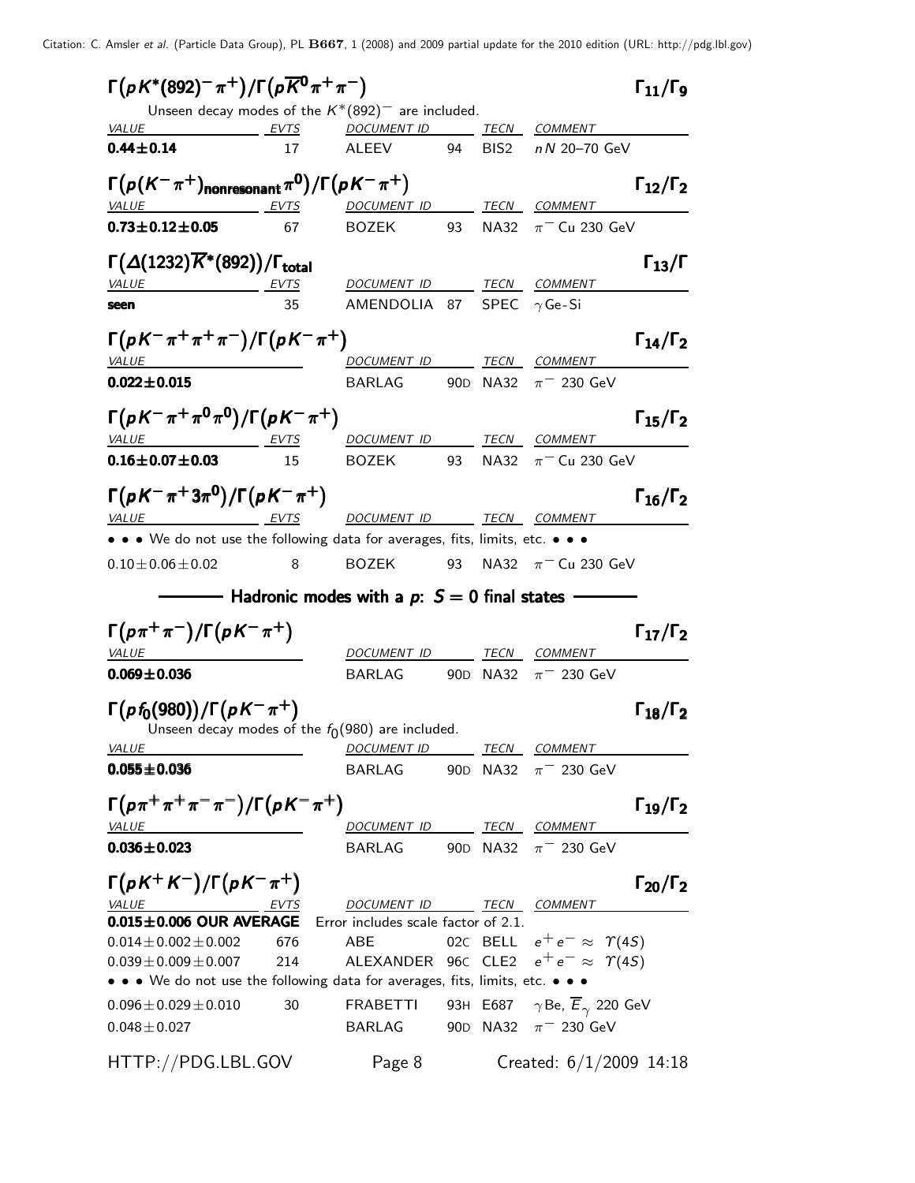### $\Gamma(pK^*(892)^-\pi^+)/\Gamma(p\overline{K}^0\pi^+\pi^-)$ — $\Gamma_{11}/\Gamma_9$

Unseen decay modes of the $K^*(892)^-$ are included.

| VALUE | EVTS | DOCUMENT ID | | TECN | COMMENT |
|---|---|---|---|---|---|
| **0.44±0.14** | 17 | ALEEV | 94 | BIS2 | $nN$ 20–70 GeV |

### $\Gamma(p(K^-\pi^+)_{\text{nonresonant}}\pi^0)/\Gamma(pK^-\pi^+)$ — $\Gamma_{12}/\Gamma_2$

| VALUE | EVTS | DOCUMENT ID | | TECN | COMMENT |
|---|---|---|---|---|---|
| **0.73±0.12±0.05** | 67 | BOZEK | 93 | NA32 | $\pi^-$ Cu 230 GeV |

### $\Gamma(\Delta(1232)\overline{K}^*(892))/\Gamma_{\text{total}}$ — $\Gamma_{13}/\Gamma$

| VALUE | EVTS | DOCUMENT ID | | TECN | COMMENT |
|---|---|---|---|---|---|
| **seen** | 35 | AMENDOLIA | 87 | SPEC | $\gamma$ Ge-Si |

### $\Gamma(pK^-\pi^+\pi^+\pi^-)/\Gamma(pK^-\pi^+)$ — $\Gamma_{14}/\Gamma_2$

| VALUE | DOCUMENT ID | | TECN | COMMENT |
|---|---|---|---|---|
| **0.022±0.015** | BARLAG | 90D | NA32 | $\pi^-$ 230 GeV |

### $\Gamma(pK^-\pi^+\pi^0\pi^0)/\Gamma(pK^-\pi^+)$ — $\Gamma_{15}/\Gamma_2$

| VALUE | EVTS | DOCUMENT ID | | TECN | COMMENT |
|---|---|---|---|---|---|
| **0.16±0.07±0.03** | 15 | BOZEK | 93 | NA32 | $\pi^-$ Cu 230 GeV |

### $\Gamma(pK^-\pi^+3\pi^0)/\Gamma(pK^-\pi^+)$ — $\Gamma_{16}/\Gamma_2$

| VALUE | EVTS | DOCUMENT ID | | TECN | COMMENT |
|---|---|---|---|---|---|
| • • • We do not use the following data for averages, fits, limits, etc. • • • | | | | | |
| 0.10±0.06±0.02 | 8 | BOZEK | 93 | NA32 | $\pi^-$ Cu 230 GeV |

## Hadronic modes with a $p$: $S = 0$ final states

### $\Gamma(p\pi^+\pi^-)/\Gamma(pK^-\pi^+)$ — $\Gamma_{17}/\Gamma_2$

| VALUE | DOCUMENT ID | | TECN | COMMENT |
|---|---|---|---|---|
| **0.069±0.036** | BARLAG | 90D | NA32 | $\pi^-$ 230 GeV |

### $\Gamma(pf_0(980))/\Gamma(pK^-\pi^+)$ — $\Gamma_{18}/\Gamma_2$

Unseen decay modes of the $f_0(980)$ are included.

| VALUE | DOCUMENT ID | | TECN | COMMENT |
|---|---|---|---|---|
| **0.055±0.036** | BARLAG | 90D | NA32 | $\pi^-$ 230 GeV |

### $\Gamma(p\pi^+\pi^+\pi^-\pi^-)/\Gamma(pK^-\pi^+)$ — $\Gamma_{19}/\Gamma_2$

| VALUE | DOCUMENT ID | | TECN | COMMENT |
|---|---|---|---|---|
| **0.036±0.023** | BARLAG | 90D | NA32 | $\pi^-$ 230 GeV |

### $\Gamma(pK^+K^-)/\Gamma(pK^-\pi^+)$ — $\Gamma_{20}/\Gamma_2$

| VALUE | EVTS | DOCUMENT ID | | TECN | COMMENT |
|---|---|---|---|---|---|
| **0.015±0.006 OUR AVERAGE** | | Error includes scale factor of 2.1. | | | |
| 0.014±0.002±0.002 | 676 | ABE | 02C | BELL | $e^+e^- \approx \Upsilon(4S)$ |
| 0.039±0.009±0.007 | 214 | ALEXANDER | 96C | CLE2 | $e^+e^- \approx \Upsilon(4S)$ |
| • • • We do not use the following data for averages, fits, limits, etc. • • • | | | | | |
| 0.096±0.029±0.010 | 30 | FRABETTI | 93H | E687 | $\gamma$Be, $\overline{E}_\gamma$ 220 GeV |
| 0.048±0.027 | | BARLAG | 90D | NA32 | $\pi^-$ 230 GeV |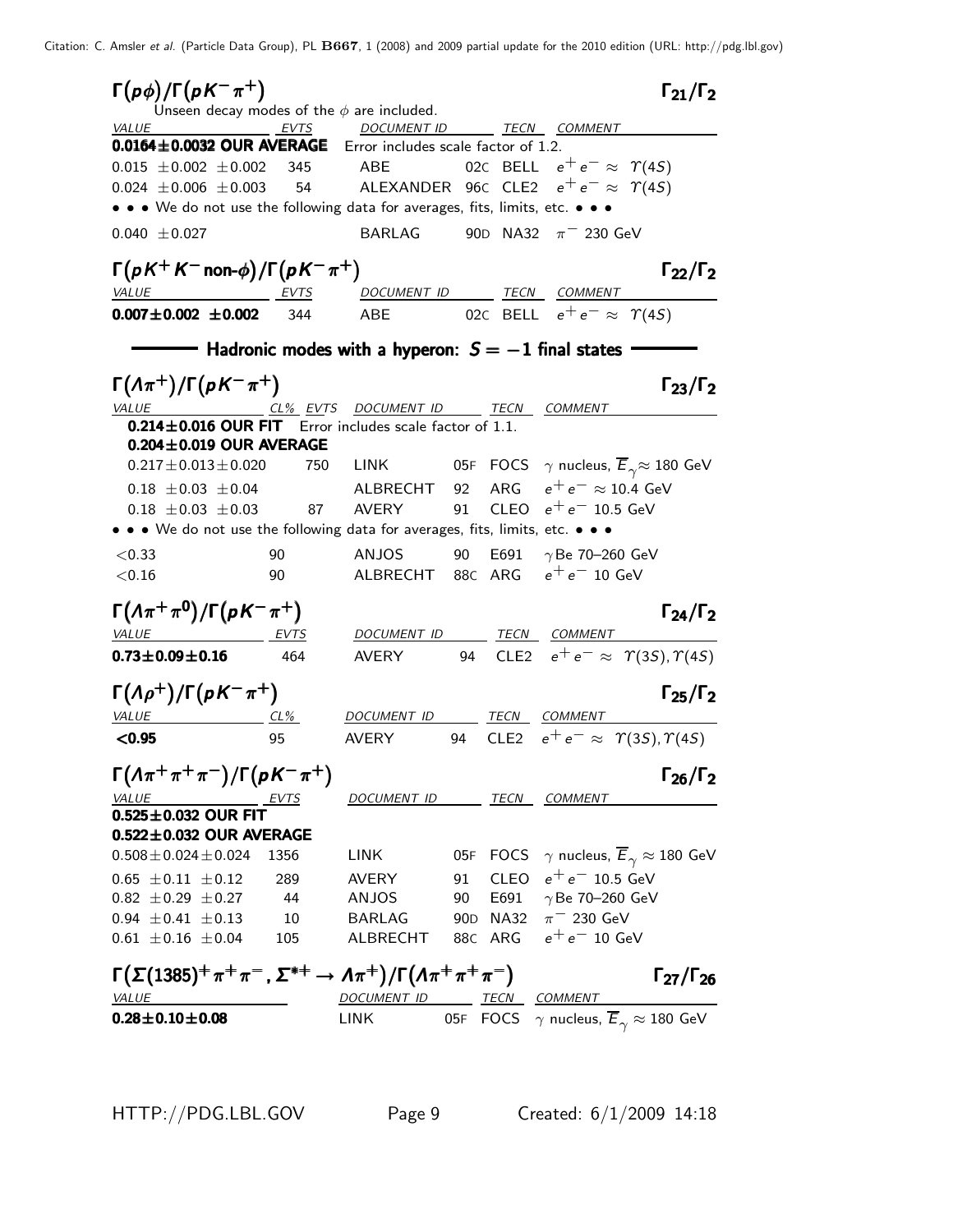## $\Gamma(p\phi)/\Gamma(pK^-\pi^+)$ — $\Gamma_{21}/\Gamma_2$

Unseen decay modes of the $\phi$ are included.

| VALUE | EVTS | DOCUMENT ID | | TECN | COMMENT |
|---|---|---|---|---|---|
| **0.0164±0.0032 OUR AVERAGE** | | Error includes scale factor of 1.2. | | | |
| $0.015 \pm 0.002 \pm 0.002$ | 345 | ABE | 02C | BELL | $e^+e^- \approx \Upsilon(4S)$ |
| $0.024 \pm 0.006 \pm 0.003$ | 54 | ALEXANDER | 96C | CLE2 | $e^+e^- \approx \Upsilon(4S)$ |
| • • • We do not use the following data for averages, fits, limits, etc. • • • | | | | | |
| $0.040 \pm 0.027$ | | BARLAG | 90D | NA32 | $\pi^-$ 230 GeV |

## $\Gamma(pK^+K^-\text{ non-}\phi)/\Gamma(pK^-\pi^+)$ — $\Gamma_{22}/\Gamma_2$

| VALUE | EVTS | DOCUMENT ID | | TECN | COMMENT |
|---|---|---|---|---|---|
| **0.007±0.002 ±0.002** | 344 | ABE | 02C | BELL | $e^+e^- \approx \Upsilon(4S)$ |

## Hadronic modes with a hyperon: $S = -1$ final states

## $\Gamma(\Lambda\pi^+)/\Gamma(pK^-\pi^+)$ — $\Gamma_{23}/\Gamma_2$

| VALUE | CL% | EVTS | DOCUMENT ID | | TECN | COMMENT |
|---|---|---|---|---|---|---|
| **0.214±0.016 OUR FIT** | | | Error includes scale factor of 1.1. | | | |
| **0.204±0.019 OUR AVERAGE** | | | | | | |
| $0.217 \pm 0.013 \pm 0.020$ | | 750 | LINK | 05F | FOCS | $\gamma$ nucleus, $\overline{E}_\gamma \approx 180$ GeV |
| $0.18 \pm 0.03 \pm 0.04$ | | | ALBRECHT | 92 | ARG | $e^+e^- \approx 10.4$ GeV |
| $0.18 \pm 0.03 \pm 0.03$ | | 87 | AVERY | 91 | CLEO | $e^+e^-$ 10.5 GeV |
| • • • We do not use the following data for averages, fits, limits, etc. • • • | | | | | | |
| $<0.33$ | 90 | | ANJOS | 90 | E691 | $\gamma$Be 70–260 GeV |
| $<0.16$ | 90 | | ALBRECHT | 88C | ARG | $e^+e^-$ 10 GeV |

## $\Gamma(\Lambda\pi^+\pi^0)/\Gamma(pK^-\pi^+)$ — $\Gamma_{24}/\Gamma_2$

| VALUE | EVTS | DOCUMENT ID | | TECN | COMMENT |
|---|---|---|---|---|---|
| **0.73±0.09±0.16** | 464 | AVERY | 94 | CLE2 | $e^+e^- \approx \Upsilon(3S), \Upsilon(4S)$ |

## $\Gamma(\Lambda\rho^+)/\Gamma(pK^-\pi^+)$ — $\Gamma_{25}/\Gamma_2$

| VALUE | CL% | DOCUMENT ID | | TECN | COMMENT |
|---|---|---|---|---|---|
| **<0.95** | 95 | AVERY | 94 | CLE2 | $e^+e^- \approx \Upsilon(3S), \Upsilon(4S)$ |

## $\Gamma(\Lambda\pi^+\pi^+\pi^-)/\Gamma(pK^-\pi^+)$ — $\Gamma_{26}/\Gamma_2$

| VALUE | EVTS | DOCUMENT ID | | TECN | COMMENT |
|---|---|---|---|---|---|
| **0.525±0.032 OUR FIT** | | | | | |
| **0.522±0.032 OUR AVERAGE** | | | | | |
| $0.508 \pm 0.024 \pm 0.024$ | 1356 | LINK | 05F | FOCS | $\gamma$ nucleus, $\overline{E}_\gamma \approx 180$ GeV |
| $0.65 \pm 0.11 \pm 0.12$ | 289 | AVERY | 91 | CLEO | $e^+e^-$ 10.5 GeV |
| $0.82 \pm 0.29 \pm 0.27$ | 44 | ANJOS | 90 | E691 | $\gamma$Be 70–260 GeV |
| $0.94 \pm 0.41 \pm 0.13$ | 10 | BARLAG | 90D | NA32 | $\pi^-$ 230 GeV |
| $0.61 \pm 0.16 \pm 0.04$ | 105 | ALBRECHT | 88C | ARG | $e^+e^-$ 10 GeV |

## $\Gamma(\Sigma(1385)^+\pi^+\pi^-, \Sigma^{*+} \to \Lambda\pi^+)/\Gamma(\Lambda\pi^+\pi^+\pi^-)$ — $\Gamma_{27}/\Gamma_{26}$

| VALUE | DOCUMENT ID | | TECN | COMMENT |
|---|---|---|---|---|
| **0.28±0.10±0.08** | LINK | 05F | FOCS | $\gamma$ nucleus, $\overline{E}_\gamma \approx 180$ GeV |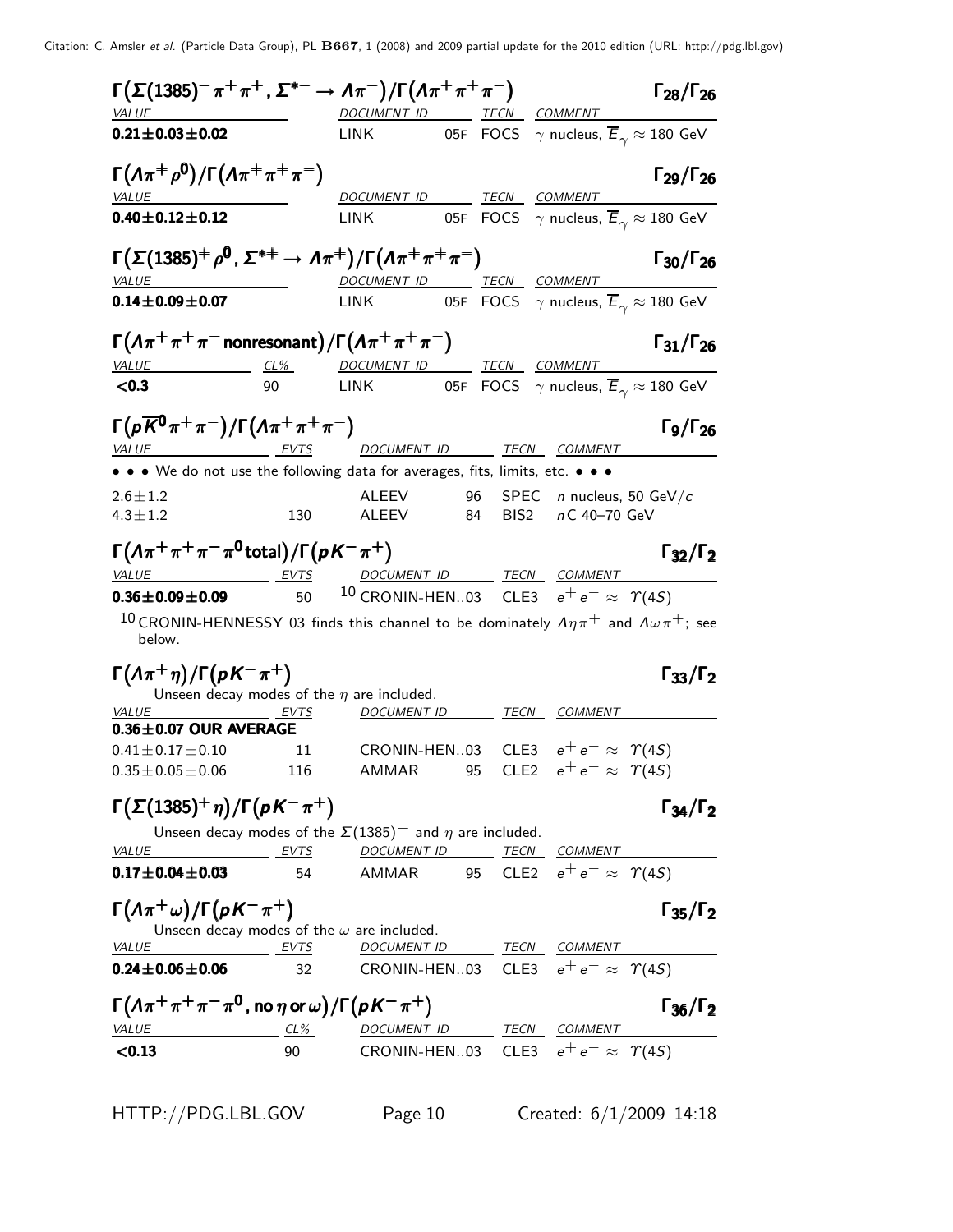### $\Gamma(\Sigma(1385)^- \pi^+ \pi^+, \Sigma^{*-} \to \Lambda \pi^-)/\Gamma(\Lambda \pi^+ \pi^+ \pi^-)$ $\Gamma_{28}/\Gamma_{26}$

| VALUE | DOCUMENT ID | | TECN | COMMENT |
|---|---|---|---|---|
| **0.21±0.03±0.02** | LINK | 05F | FOCS | $\gamma$ nucleus, $\overline{E}_\gamma \approx 180$ GeV |

### $\Gamma(\Lambda \pi^+ \rho^0)/\Gamma(\Lambda \pi^+ \pi^+ \pi^-)$ $\Gamma_{29}/\Gamma_{26}$

| VALUE | DOCUMENT ID | | TECN | COMMENT |
|---|---|---|---|---|
| **0.40±0.12±0.12** | LINK | 05F | FOCS | $\gamma$ nucleus, $\overline{E}_\gamma \approx 180$ GeV |

### $\Gamma(\Sigma(1385)^+ \rho^0, \Sigma^{*+} \to \Lambda \pi^+)/\Gamma(\Lambda \pi^+ \pi^+ \pi^-)$ $\Gamma_{30}/\Gamma_{26}$

| VALUE | DOCUMENT ID | | TECN | COMMENT |
|---|---|---|---|---|
| **0.14±0.09±0.07** | LINK | 05F | FOCS | $\gamma$ nucleus, $\overline{E}_\gamma \approx 180$ GeV |

### $\Gamma(\Lambda \pi^+ \pi^+ \pi^-$ nonresonant$)/\Gamma(\Lambda \pi^+ \pi^+ \pi^-)$ $\Gamma_{31}/\Gamma_{26}$

| VALUE | CL% | DOCUMENT ID | | TECN | COMMENT |
|---|---|---|---|---|---|
| **<0.3** | 90 | LINK | 05F | FOCS | $\gamma$ nucleus, $\overline{E}_\gamma \approx 180$ GeV |

### $\Gamma(p \overline{K}^0 \pi^+ \pi^-)/\Gamma(\Lambda \pi^+ \pi^+ \pi^-)$ $\Gamma_9/\Gamma_{26}$

| VALUE | EVTS | DOCUMENT ID | | TECN | COMMENT |
|---|---|---|---|---|---|
| • • • We do not use the following data for averages, fits, limits, etc. • • • | | | | | |
| 2.6±1.2 | | ALEEV | 96 | SPEC | $n$ nucleus, 50 GeV/$c$ |
| 4.3±1.2 | 130 | ALEEV | 84 | BIS2 | $n$C 40–70 GeV |

### $\Gamma(\Lambda \pi^+ \pi^+ \pi^- \pi^0$ total$)/\Gamma(p K^- \pi^+)$ $\Gamma_{32}/\Gamma_2$

| VALUE | EVTS | DOCUMENT ID | | TECN | COMMENT |
|---|---|---|---|---|---|
| **0.36±0.09±0.09** | 50 | [10] CRONIN-HEN..03 | | CLE3 | $e^+ e^- \approx \Upsilon(4S)$ |

[10] CRONIN-HENNESSY 03 finds this channel to be dominately $\Lambda \eta \pi^+$ and $\Lambda \omega \pi^+$; see below.

### $\Gamma(\Lambda \pi^+ \eta)/\Gamma(p K^- \pi^+)$ $\Gamma_{33}/\Gamma_2$

Unseen decay modes of the $\eta$ are included.

| VALUE | EVTS | DOCUMENT ID | | TECN | COMMENT |
|---|---|---|---|---|---|
| **0.36±0.07 OUR AVERAGE** | | | | | |
| 0.41±0.17±0.10 | 11 | CRONIN-HEN..03 | | CLE3 | $e^+ e^- \approx \Upsilon(4S)$ |
| 0.35±0.05±0.06 | 116 | AMMAR | 95 | CLE2 | $e^+ e^- \approx \Upsilon(4S)$ |

### $\Gamma(\Sigma(1385)^+ \eta)/\Gamma(p K^- \pi^+)$ $\Gamma_{34}/\Gamma_2$

Unseen decay modes of the $\Sigma(1385)^+$ and $\eta$ are included.

| VALUE | EVTS | DOCUMENT ID | | TECN | COMMENT |
|---|---|---|---|---|---|
| **0.17±0.04±0.03** | 54 | AMMAR | 95 | CLE2 | $e^+ e^- \approx \Upsilon(4S)$ |

### $\Gamma(\Lambda \pi^+ \omega)/\Gamma(p K^- \pi^+)$ $\Gamma_{35}/\Gamma_2$

Unseen decay modes of the $\omega$ are included.

| VALUE | EVTS | DOCUMENT ID | | TECN | COMMENT |
|---|---|---|---|---|---|
| **0.24±0.06±0.06** | 32 | CRONIN-HEN..03 | | CLE3 | $e^+ e^- \approx \Upsilon(4S)$ |

### $\Gamma(\Lambda \pi^+ \pi^+ \pi^- \pi^0$, no $\eta$ or $\omega)/\Gamma(p K^- \pi^+)$ $\Gamma_{36}/\Gamma_2$

| VALUE | CL% | DOCUMENT ID | | TECN | COMMENT |
|---|---|---|---|---|---|
| **<0.13** | 90 | CRONIN-HEN..03 | | CLE3 | $e^+ e^- \approx \Upsilon(4S)$ |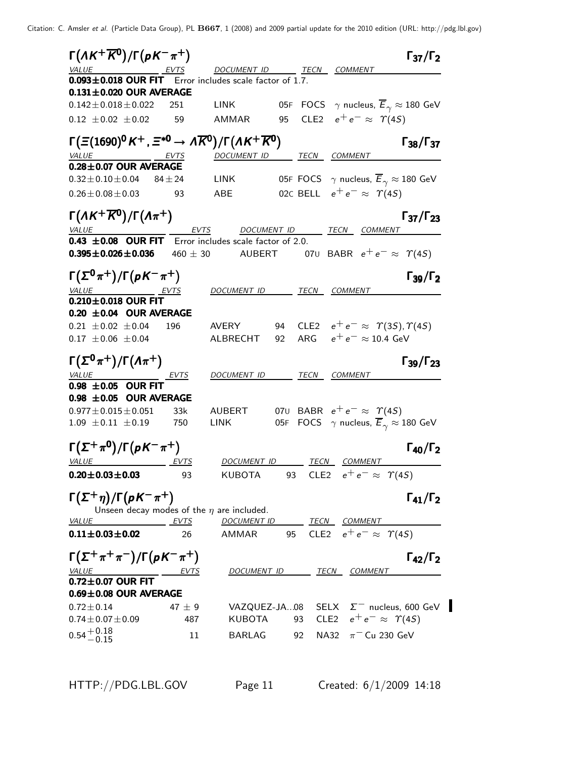### $\Gamma(\Lambda K^+ \overline{K}^0)/\Gamma(p K^- \pi^+)$ — $\Gamma_{37}/\Gamma_2$

| VALUE | EVTS | DOCUMENT ID | | TECN | COMMENT |
|---|---|---|---|---|---|
| **0.093±0.018 OUR FIT** Error includes scale factor of 1.7. | | | | | |
| **0.131±0.020 OUR AVERAGE** | | | | | |
| $0.142\pm0.018\pm0.022$ | 251 | LINK | 05F | FOCS | $\gamma$ nucleus, $\overline{E}_\gamma \approx 180$ GeV |
| $0.12\ \pm0.02\ \pm0.02$ | 59 | AMMAR | 95 | CLE2 | $e^+e^- \approx\ \Upsilon(4S)$ |

### $\Gamma(\Xi(1690)^0 K^+, \Xi^{*0} \to \Lambda \overline{K}^0)/\Gamma(\Lambda K^+ \overline{K}^0)$ — $\Gamma_{38}/\Gamma_{37}$

| VALUE | EVTS | DOCUMENT ID | | TECN | COMMENT |
|---|---|---|---|---|---|
| **0.28±0.07 OUR AVERAGE** | | | | | |
| $0.32\pm0.10\pm0.04$ | $84\pm24$ | LINK | 05F | FOCS | $\gamma$ nucleus, $\overline{E}_\gamma \approx 180$ GeV |
| $0.26\pm0.08\pm0.03$ | 93 | ABE | 02C | BELL | $e^+e^- \approx\ \Upsilon(4S)$ |

### $\Gamma(\Lambda K^+ \overline{K}^0)/\Gamma(\Lambda \pi^+)$ — $\Gamma_{37}/\Gamma_{23}$

| VALUE | EVTS | DOCUMENT ID | | TECN | COMMENT |
|---|---|---|---|---|---|
| **0.43 ±0.08 OUR FIT** Error includes scale factor of 2.0. | | | | | |
| **0.395±0.026±0.036** | $460\pm30$ | AUBERT | 07U | BABR | $e^+e^- \approx\ \Upsilon(4S)$ |

### $\Gamma(\Sigma^0 \pi^+)/\Gamma(p K^- \pi^+)$ — $\Gamma_{39}/\Gamma_2$

| VALUE | EVTS | DOCUMENT ID | | TECN | COMMENT |
|---|---|---|---|---|---|
| **0.210±0.018 OUR FIT** | | | | | |
| **0.20 ±0.04 OUR AVERAGE** | | | | | |
| $0.21\ \pm0.02\ \pm0.04$ | 196 | AVERY | 94 | CLE2 | $e^+e^- \approx\ \Upsilon(3S), \Upsilon(4S)$ |
| $0.17\ \pm0.06\ \pm0.04$ | | ALBRECHT | 92 | ARG | $e^+e^- \approx 10.4$ GeV |

### $\Gamma(\Sigma^0 \pi^+)/\Gamma(\Lambda \pi^+)$ — $\Gamma_{39}/\Gamma_{23}$

| VALUE | EVTS | DOCUMENT ID | | TECN | COMMENT |
|---|---|---|---|---|---|
| **0.98 ±0.05 OUR FIT** | | | | | |
| **0.98 ±0.05 OUR AVERAGE** | | | | | |
| $0.977\pm0.015\pm0.051$ | 33k | AUBERT | 07U | BABR | $e^+e^- \approx\ \Upsilon(4S)$ |
| $1.09\ \pm0.11\ \pm0.19$ | 750 | LINK | 05F | FOCS | $\gamma$ nucleus, $\overline{E}_\gamma \approx 180$ GeV |

### $\Gamma(\Sigma^+ \pi^0)/\Gamma(p K^- \pi^+)$ — $\Gamma_{40}/\Gamma_2$

| VALUE | EVTS | DOCUMENT ID | | TECN | COMMENT |
|---|---|---|---|---|---|
| **0.20±0.03±0.03** | 93 | KUBOTA | 93 | CLE2 | $e^+e^- \approx\ \Upsilon(4S)$ |

### $\Gamma(\Sigma^+ \eta)/\Gamma(p K^- \pi^+)$ — $\Gamma_{41}/\Gamma_2$

Unseen decay modes of the $\eta$ are included.

| VALUE | EVTS | DOCUMENT ID | | TECN | COMMENT |
|---|---|---|---|---|---|
| **0.11±0.03±0.02** | 26 | AMMAR | 95 | CLE2 | $e^+e^- \approx\ \Upsilon(4S)$ |

### $\Gamma(\Sigma^+ \pi^+ \pi^-)/\Gamma(p K^- \pi^+)$ — $\Gamma_{42}/\Gamma_2$

| VALUE | EVTS | DOCUMENT ID | | TECN | COMMENT |
|---|---|---|---|---|---|
| **0.72±0.07 OUR FIT** | | | | | |
| **0.69±0.08 OUR AVERAGE** | | | | | |
| $0.72\pm0.14$ | $47\pm9$ | VAZQUEZ-JA... | 08 | SELX | $\Sigma^-$ nucleus, 600 GeV |
| $0.74\pm0.07\pm0.09$ | 487 | KUBOTA | 93 | CLE2 | $e^+e^- \approx\ \Upsilon(4S)$ |
| $0.54^{+0.18}_{-0.15}$ | 11 | BARLAG | 92 | NA32 | $\pi^-$ Cu 230 GeV |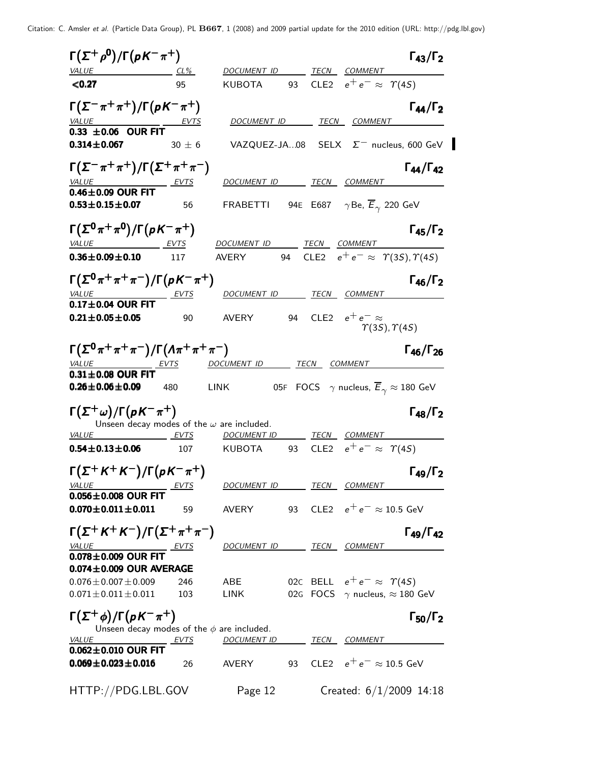### $\Gamma(\Sigma^+ \rho^0)/\Gamma(p K^- \pi^+)$ — $\Gamma_{43}/\Gamma_2$

| VALUE | CL% | DOCUMENT ID | | TECN | COMMENT |
|---|---|---|---|---|---|
| **<0.27** | 95 | KUBOTA | 93 | CLE2 | $e^+ e^- \approx \Upsilon(4S)$ |

### $\Gamma(\Sigma^- \pi^+ \pi^+)/\Gamma(p K^- \pi^+)$ — $\Gamma_{44}/\Gamma_2$

| VALUE | EVTS | DOCUMENT ID | TECN | COMMENT |
|---|---|---|---|---|
| **0.33 ±0.06 OUR FIT** | | | | |
| **0.314±0.067** | 30 ± 6 | VAZQUEZ-JA...08 | SELX | $\Sigma^-$ nucleus, 600 GeV |

### $\Gamma(\Sigma^- \pi^+ \pi^+)/\Gamma(\Sigma^+ \pi^+ \pi^-)$ — $\Gamma_{44}/\Gamma_{42}$

| VALUE | EVTS | DOCUMENT ID | | TECN | COMMENT |
|---|---|---|---|---|---|
| **0.46±0.09 OUR FIT** | | | | | |
| **0.53±0.15±0.07** | 56 | FRABETTI | 94E | E687 | $\gamma$Be, $\overline{E}_\gamma$ 220 GeV |

### $\Gamma(\Sigma^0 \pi^+ \pi^0)/\Gamma(p K^- \pi^+)$ — $\Gamma_{45}/\Gamma_2$

| VALUE | EVTS | DOCUMENT ID | | TECN | COMMENT |
|---|---|---|---|---|---|
| **0.36±0.09±0.10** | 117 | AVERY | 94 | CLE2 | $e^+ e^- \approx \Upsilon(3S), \Upsilon(4S)$ |

### $\Gamma(\Sigma^0 \pi^+ \pi^+ \pi^-)/\Gamma(p K^- \pi^+)$ — $\Gamma_{46}/\Gamma_2$

| VALUE | EVTS | DOCUMENT ID | | TECN | COMMENT |
|---|---|---|---|---|---|
| **0.17±0.04 OUR FIT** | | | | | |
| **0.21±0.05±0.05** | 90 | AVERY | 94 | CLE2 | $e^+ e^- \approx \Upsilon(3S), \Upsilon(4S)$ |

### $\Gamma(\Sigma^0 \pi^+ \pi^+ \pi^-)/\Gamma(\Lambda \pi^+ \pi^+ \pi^-)$ — $\Gamma_{46}/\Gamma_{26}$

| VALUE | EVTS | DOCUMENT ID | | TECN | COMMENT |
|---|---|---|---|---|---|
| **0.31±0.08 OUR FIT** | | | | | |
| **0.26±0.06±0.09** | 480 | LINK | 05F | FOCS | $\gamma$ nucleus, $\overline{E}_\gamma \approx 180$ GeV |

### $\Gamma(\Sigma^+ \omega)/\Gamma(p K^- \pi^+)$ — $\Gamma_{48}/\Gamma_2$

Unseen decay modes of the $\omega$ are included.

| VALUE | EVTS | DOCUMENT ID | | TECN | COMMENT |
|---|---|---|---|---|---|
| **0.54±0.13±0.06** | 107 | KUBOTA | 93 | CLE2 | $e^+ e^- \approx \Upsilon(4S)$ |

### $\Gamma(\Sigma^+ K^+ K^-)/\Gamma(p K^- \pi^+)$ — $\Gamma_{49}/\Gamma_2$

| VALUE | EVTS | DOCUMENT ID | | TECN | COMMENT |
|---|---|---|---|---|---|
| **0.056±0.008 OUR FIT** | | | | | |
| **0.070±0.011±0.011** | 59 | AVERY | 93 | CLE2 | $e^+ e^- \approx 10.5$ GeV |

### $\Gamma(\Sigma^+ K^+ K^-)/\Gamma(\Sigma^+ \pi^+ \pi^-)$ — $\Gamma_{49}/\Gamma_{42}$

| VALUE | EVTS | DOCUMENT ID | | TECN | COMMENT |
|---|---|---|---|---|---|
| **0.078±0.009 OUR FIT** | | | | | |
| **0.074±0.009 OUR AVERAGE** | | | | | |
| 0.076±0.007±0.009 | 246 | ABE | 02C | BELL | $e^+ e^- \approx \Upsilon(4S)$ |
| 0.071±0.011±0.011 | 103 | LINK | 02G | FOCS | $\gamma$ nucleus, $\approx 180$ GeV |

### $\Gamma(\Sigma^+ \phi)/\Gamma(p K^- \pi^+)$ — $\Gamma_{50}/\Gamma_2$

Unseen decay modes of the $\phi$ are included.

| VALUE | EVTS | DOCUMENT ID | | TECN | COMMENT |
|---|---|---|---|---|---|
| **0.062±0.010 OUR FIT** | | | | | |
| **0.069±0.023±0.016** | 26 | AVERY | 93 | CLE2 | $e^+ e^- \approx 10.5$ GeV |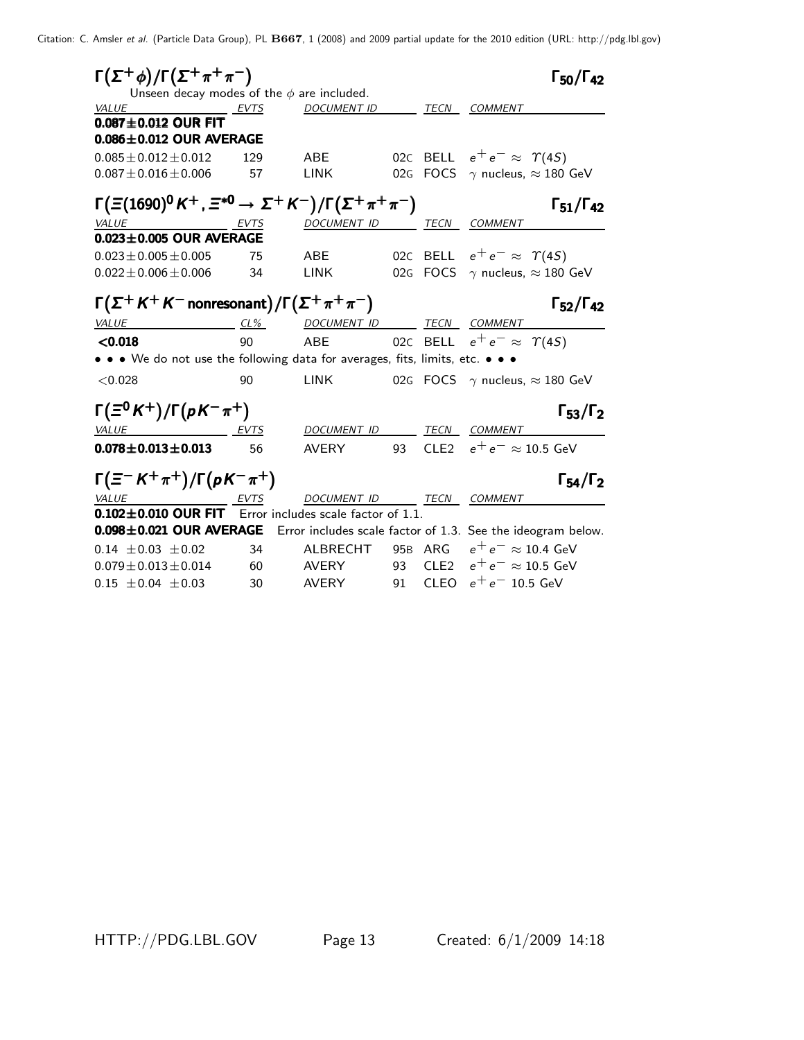### $\Gamma(\Sigma^+ \phi)/\Gamma(\Sigma^+ \pi^+ \pi^-)$ — $\Gamma_{50}/\Gamma_{42}$

Unseen decay modes of the $\phi$ are included.

| VALUE | EVTS | DOCUMENT ID | | TECN | COMMENT |
|---|---|---|---|---|---|
| **0.087±0.012 OUR FIT** | | | | | |
| **0.086±0.012 OUR AVERAGE** | | | | | |
| $0.085 \pm 0.012 \pm 0.012$ | 129 | ABE | 02C | BELL | $e^+ e^- \approx \Upsilon(4S)$ |
| $0.087 \pm 0.016 \pm 0.006$ | 57 | LINK | 02G | FOCS | $\gamma$ nucleus, $\approx 180$ GeV |

### $\Gamma(\Xi(1690)^0 K^+, \Xi^{*0} \to \Sigma^+ K^-)/\Gamma(\Sigma^+ \pi^+ \pi^-)$ — $\Gamma_{51}/\Gamma_{42}$

| VALUE | EVTS | DOCUMENT ID | | TECN | COMMENT |
|---|---|---|---|---|---|
| **0.023±0.005 OUR AVERAGE** | | | | | |
| $0.023 \pm 0.005 \pm 0.005$ | 75 | ABE | 02C | BELL | $e^+ e^- \approx \Upsilon(4S)$ |
| $0.022 \pm 0.006 \pm 0.006$ | 34 | LINK | 02G | FOCS | $\gamma$ nucleus, $\approx 180$ GeV |

### $\Gamma(\Sigma^+ K^+ K^- \text{ nonresonant})/\Gamma(\Sigma^+ \pi^+ \pi^-)$ — $\Gamma_{52}/\Gamma_{42}$

| VALUE | CL% | DOCUMENT ID | | TECN | COMMENT |
|---|---|---|---|---|---|
| **<0.018** | 90 | ABE | 02C | BELL | $e^+ e^- \approx \Upsilon(4S)$ |
| • • • We do not use the following data for averages, fits, limits, etc. • • • | | | | | |
| <0.028 | 90 | LINK | 02G | FOCS | $\gamma$ nucleus, $\approx 180$ GeV |

### $\Gamma(\Xi^0 K^+)/\Gamma(p K^- \pi^+)$ — $\Gamma_{53}/\Gamma_2$

| VALUE | EVTS | DOCUMENT ID | | TECN | COMMENT |
|---|---|---|---|---|---|
| **0.078±0.013±0.013** | 56 | AVERY | 93 | CLE2 | $e^+ e^- \approx 10.5$ GeV |

### $\Gamma(\Xi^- K^+ \pi^+)/\Gamma(p K^- \pi^+)$ — $\Gamma_{54}/\Gamma_2$

| VALUE | EVTS | DOCUMENT ID | | TECN | COMMENT |
|---|---|---|---|---|---|
| **0.102±0.010 OUR FIT** Error includes scale factor of 1.1. | | | | | |
| **0.098±0.021 OUR AVERAGE** Error includes scale factor of 1.3. See the ideogram below. | | | | | |
| $0.14 \pm 0.03 \pm 0.02$ | 34 | ALBRECHT | 95B | ARG | $e^+ e^- \approx 10.4$ GeV |
| $0.079 \pm 0.013 \pm 0.014$ | 60 | AVERY | 93 | CLE2 | $e^+ e^- \approx 10.5$ GeV |
| $0.15 \pm 0.04 \pm 0.03$ | 30 | AVERY | 91 | CLEO | $e^+ e^-$ 10.5 GeV |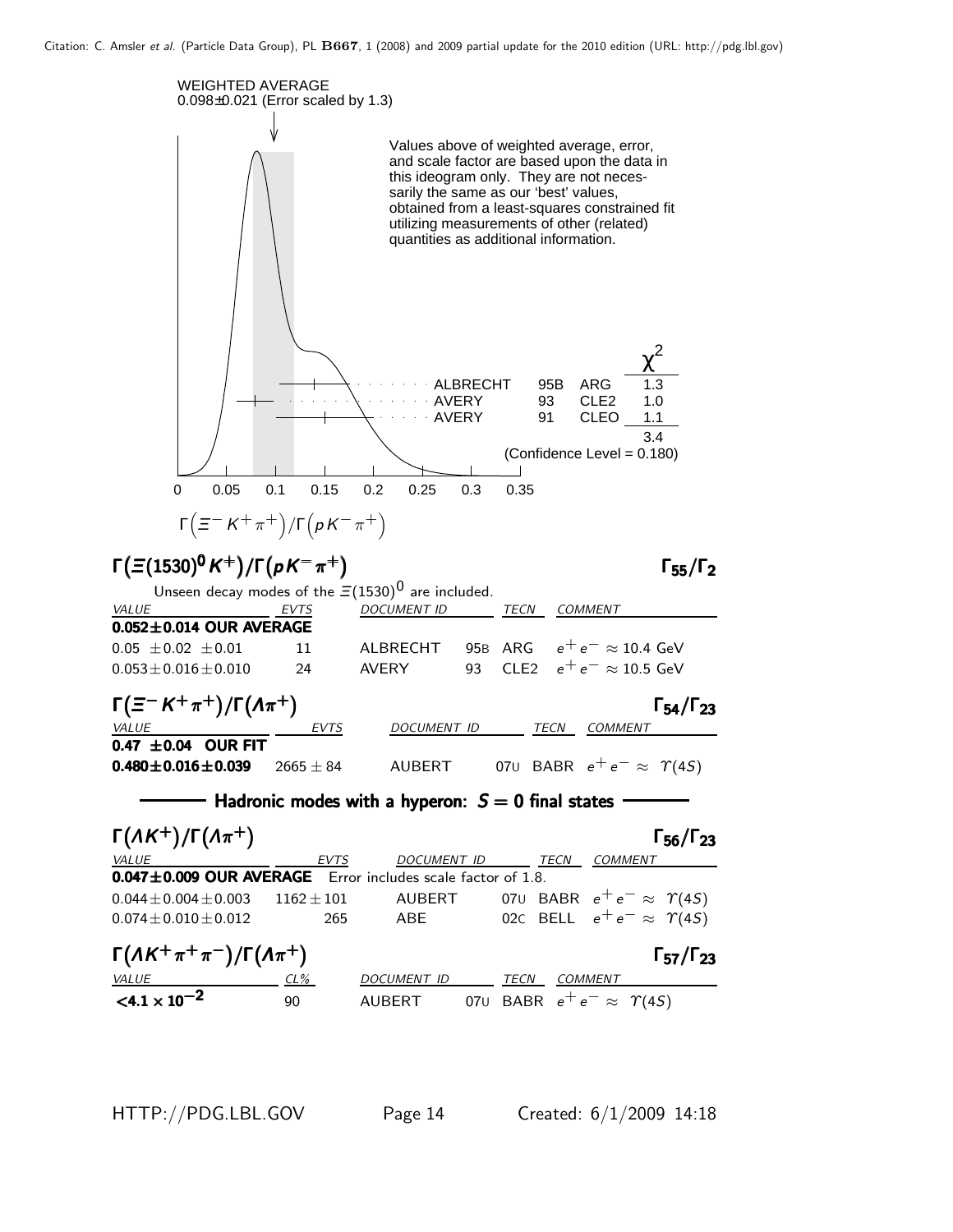WEIGHTED AVERAGE
0.098±0.021 (Error scaled by 1.3)

Values above of weighted average, error, and scale factor are based upon the data in this ideogram only. They are not necessarily the same as our 'best' values, obtained from a least-squares constrained fit utilizing measurements of other (related) quantities as additional information.

| | | | $\chi^2$ |
|---|---|---|---|
| ALBRECHT | 95B | ARG | 1.3 |
| AVERY | 93 | CLE2 | 1.0 |
| AVERY | 91 | CLEO | 1.1 |
| | | | 3.4 |

(Confidence Level = 0.180)

$\Gamma\left(\Xi^- K^+ \pi^+\right)/\Gamma\left(p K^- \pi^+\right)$

### $\Gamma\left(\Xi(1530)^0 K^+\right)/\Gamma\left(pK^-\pi^+\right)$ — $\Gamma_{55}/\Gamma_2$

Unseen decay modes of the $\Xi(1530)^0$ are included.

| VALUE | EVTS | DOCUMENT ID | | TECN | COMMENT |
|---|---|---|---|---|---|
| **0.052±0.014 OUR AVERAGE** | | | | | |
| 0.05 ±0.02 ±0.01 | 11 | ALBRECHT | 95B | ARG | $e^+e^- \approx$ 10.4 GeV |
| 0.053±0.016±0.010 | 24 | AVERY | 93 | CLE2 | $e^+e^- \approx$ 10.5 GeV |

### $\Gamma\left(\Xi^- K^+ \pi^+\right)/\Gamma\left(\Lambda\pi^+\right)$ — $\Gamma_{54}/\Gamma_{23}$

| VALUE | EVTS | DOCUMENT ID | | TECN | COMMENT |
|---|---|---|---|---|---|
| **0.47 ±0.04 OUR FIT** | | | | | |
| **0.480±0.016±0.039** | 2665 ± 84 | AUBERT | 07U | BABR | $e^+e^- \approx \Upsilon(4S)$ |

## Hadronic modes with a hyperon: $S = 0$ final states

### $\Gamma\left(\Lambda K^+\right)/\Gamma\left(\Lambda\pi^+\right)$ — $\Gamma_{56}/\Gamma_{23}$

| VALUE | EVTS | DOCUMENT ID | | TECN | COMMENT |
|---|---|---|---|---|---|
| **0.047±0.009 OUR AVERAGE** Error includes scale factor of 1.8. | | | | | |
| 0.044±0.004±0.003 | 1162±101 | AUBERT | 07U | BABR | $e^+e^- \approx \Upsilon(4S)$ |
| 0.074±0.010±0.012 | 265 | ABE | 02C | BELL | $e^+e^- \approx \Upsilon(4S)$ |

### $\Gamma\left(\Lambda K^+ \pi^+ \pi^-\right)/\Gamma\left(\Lambda\pi^+\right)$ — $\Gamma_{57}/\Gamma_{23}$

| VALUE | CL% | DOCUMENT ID | | TECN | COMMENT |
|---|---|---|---|---|---|
| **$<4.1 \times 10^{-2}$** | 90 | AUBERT | 07U | BABR | $e^+e^- \approx \Upsilon(4S)$ |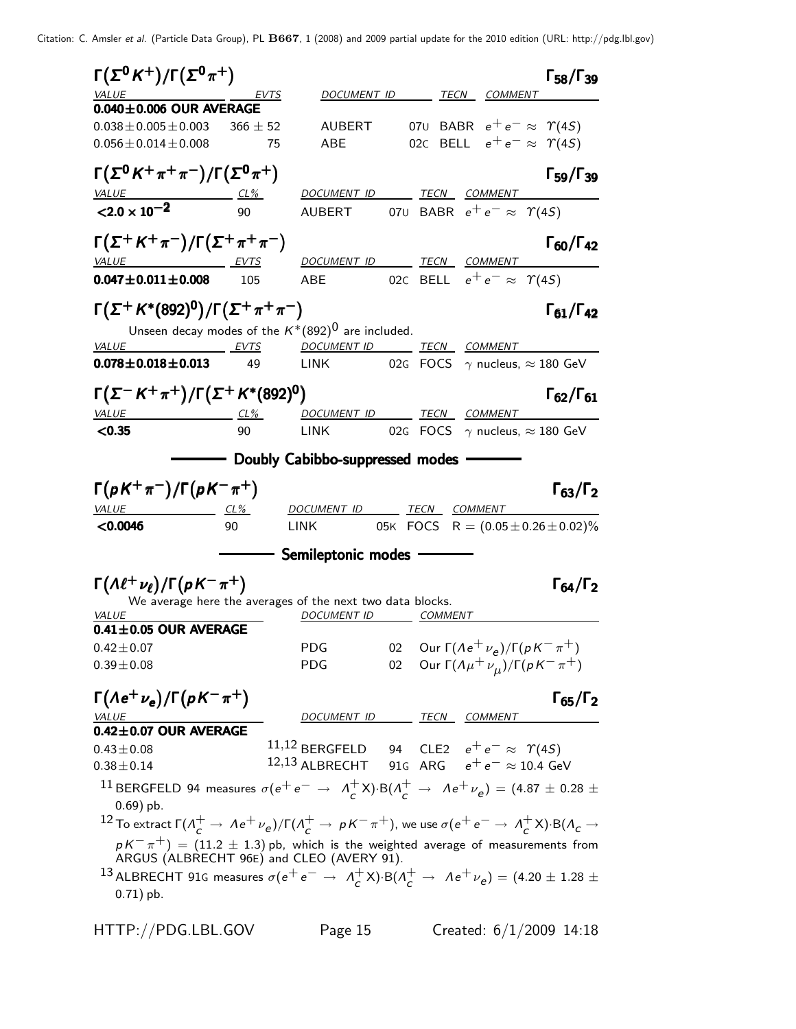### $\Gamma(\Sigma^0 K^+)/\Gamma(\Sigma^0 \pi^+)$ — $\Gamma_{58}/\Gamma_{39}$

| VALUE | EVTS | DOCUMENT ID | | TECN | COMMENT |
|---|---|---|---|---|---|
| **0.040±0.006 OUR AVERAGE** | | | | | |
| $0.038 \pm 0.005 \pm 0.003$ | $366 \pm 52$ | AUBERT | 07U | BABR | $e^+e^- \approx \Upsilon(4S)$ |
| $0.056 \pm 0.014 \pm 0.008$ | 75 | ABE | 02C | BELL | $e^+e^- \approx \Upsilon(4S)$ |

### $\Gamma(\Sigma^0 K^+ \pi^+ \pi^-)/\Gamma(\Sigma^0 \pi^+)$ — $\Gamma_{59}/\Gamma_{39}$

| VALUE | CL% | DOCUMENT ID | | TECN | COMMENT |
|---|---|---|---|---|---|
| $\mathbf{<2.0 \times 10^{-2}}$ | 90 | AUBERT | 07U | BABR | $e^+e^- \approx \Upsilon(4S)$ |

### $\Gamma(\Sigma^+ K^+ \pi^-)/\Gamma(\Sigma^+ \pi^+ \pi^-)$ — $\Gamma_{60}/\Gamma_{42}$

| VALUE | EVTS | DOCUMENT ID | | TECN | COMMENT |
|---|---|---|---|---|---|
| $\mathbf{0.047 \pm 0.011 \pm 0.008}$ | 105 | ABE | 02C | BELL | $e^+e^- \approx \Upsilon(4S)$ |

### $\Gamma(\Sigma^+ K^*(892)^0)/\Gamma(\Sigma^+ \pi^+ \pi^-)$ — $\Gamma_{61}/\Gamma_{42}$

Unseen decay modes of the $K^*(892)^0$ are included.

| VALUE | EVTS | DOCUMENT ID | | TECN | COMMENT |
|---|---|---|---|---|---|
| $\mathbf{0.078 \pm 0.018 \pm 0.013}$ | 49 | LINK | 02G | FOCS | $\gamma$ nucleus, $\approx 180$ GeV |

### $\Gamma(\Sigma^- K^+ \pi^+)/\Gamma(\Sigma^+ K^*(892)^0)$ — $\Gamma_{62}/\Gamma_{61}$

| VALUE | CL% | DOCUMENT ID | | TECN | COMMENT |
|---|---|---|---|---|---|
| **<0.35** | 90 | LINK | 02G | FOCS | $\gamma$ nucleus, $\approx 180$ GeV |

## Doubly Cabibbo-suppressed modes

### $\Gamma(p K^+ \pi^-)/\Gamma(p K^- \pi^+)$ — $\Gamma_{63}/\Gamma_2$

| VALUE | CL% | DOCUMENT ID | | TECN | COMMENT |
|---|---|---|---|---|---|
| **<0.0046** | 90 | LINK | 05K | FOCS | $R = (0.05 \pm 0.26 \pm 0.02)\%$ |

## Semileptonic modes

### $\Gamma(\Lambda \ell^+ \nu_\ell)/\Gamma(p K^- \pi^+)$ — $\Gamma_{64}/\Gamma_2$

We average here the averages of the next two data blocks.

| VALUE | DOCUMENT ID | | COMMENT |
|---|---|---|---|
| **0.41±0.05 OUR AVERAGE** | | | |
| $0.42 \pm 0.07$ | PDG | 02 | Our $\Gamma(\Lambda e^+ \nu_e)/\Gamma(p K^- \pi^+)$ |
| $0.39 \pm 0.08$ | PDG | 02 | Our $\Gamma(\Lambda \mu^+ \nu_\mu)/\Gamma(p K^- \pi^+)$ |

### $\Gamma(\Lambda e^+ \nu_e)/\Gamma(p K^- \pi^+)$ — $\Gamma_{65}/\Gamma_2$

| VALUE | DOCUMENT ID | | TECN | COMMENT |
|---|---|---|---|---|
| **0.42±0.07 OUR AVERAGE** | | | | |
| $0.43 \pm 0.08$ | [11,12] BERGFELD | 94 | CLE2 | $e^+e^- \approx \Upsilon(4S)$ |
| $0.38 \pm 0.14$ | [12,13] ALBRECHT | 91G | ARG | $e^+e^- \approx 10.4$ GeV |

[11] BERGFELD 94 measures $\sigma(e^+e^- \to \Lambda_c^+ X) \cdot B(\Lambda_c^+ \to \Lambda e^+ \nu_e) = (4.87 \pm 0.28 \pm 0.69)$ pb.

[12] To extract $\Gamma(\Lambda_c^+ \to \Lambda e^+ \nu_e)/\Gamma(\Lambda_c^+ \to p K^- \pi^+)$, we use $\sigma(e^+e^- \to \Lambda_c^+ X) \cdot B(\Lambda_c \to p K^- \pi^+) = (11.2 \pm 1.3)$ pb, which is the weighted average of measurements from ARGUS (ALBRECHT 96E) and CLEO (AVERY 91).

[13] ALBRECHT 91G measures $\sigma(e^+e^- \to \Lambda_c^+ X) \cdot B(\Lambda_c^+ \to \Lambda e^+ \nu_e) = (4.20 \pm 1.28 \pm 0.71)$ pb.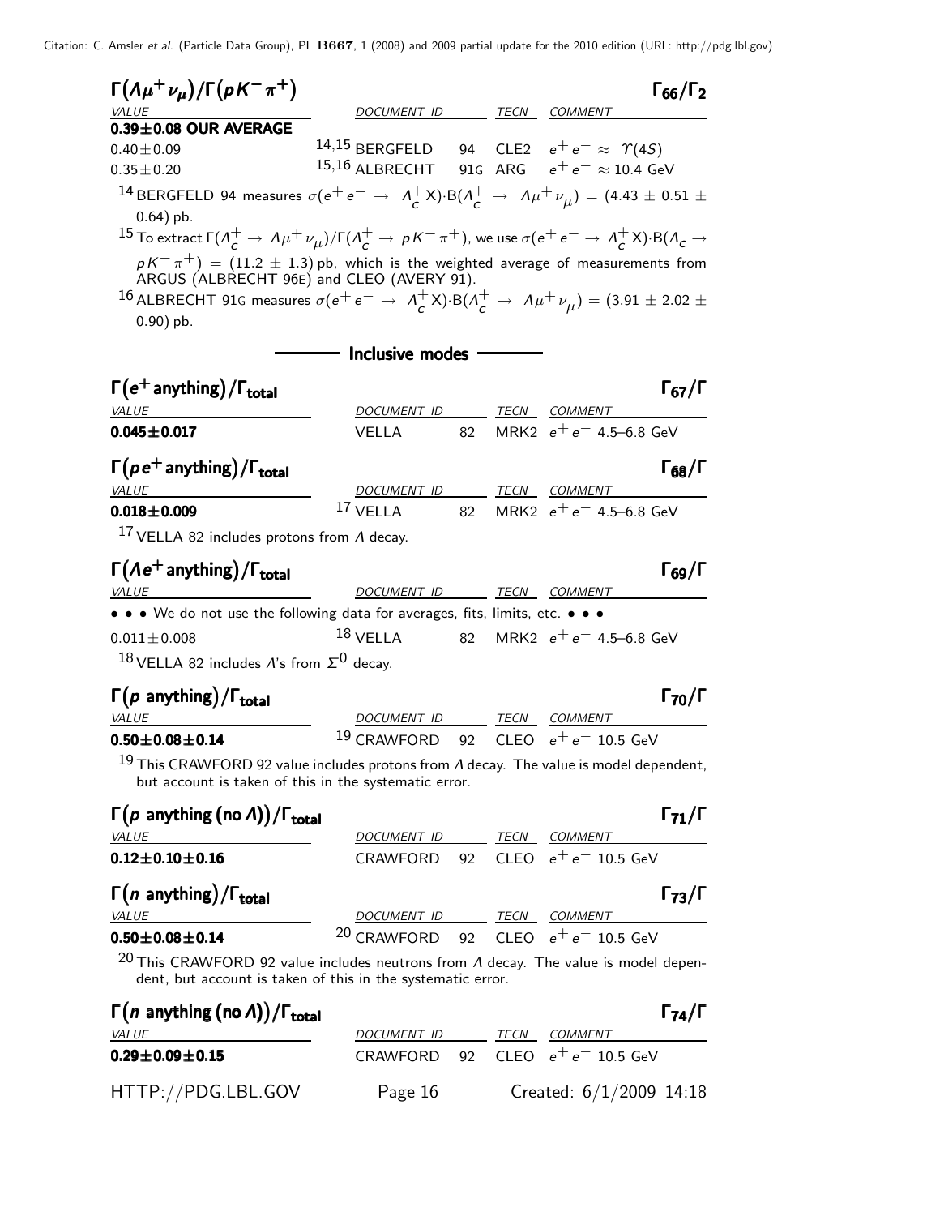### $\Gamma(\Lambda\mu^+\nu_\mu)/\Gamma(pK^-\pi^+)$ — $\Gamma_{66}/\Gamma_2$

| VALUE | DOCUMENT ID | | TECN | COMMENT |
|---|---|---|---|---|
| **0.39±0.08 OUR AVERAGE** | | | | |
| 0.40±0.09 | [14,15] BERGFELD | 94 | CLE2 | $e^+e^- \approx \Upsilon(4S)$ |
| 0.35±0.20 | [15,16] ALBRECHT | 91G | ARG | $e^+e^- \approx 10.4$ GeV |

[14] BERGFELD 94 measures $\sigma(e^+e^- \to \Lambda_c^+ X)\cdot B(\Lambda_c^+ \to \Lambda\mu^+\nu_\mu) = (4.43 \pm 0.51 \pm 0.64)$ pb.

[15] To extract $\Gamma(\Lambda_c^+ \to \Lambda\mu^+\nu_\mu)/\Gamma(\Lambda_c^+ \to pK^-\pi^+)$, we use $\sigma(e^+e^- \to \Lambda_c^+ X)\cdot B(\Lambda_c \to pK^-\pi^+) = (11.2 \pm 1.3)$ pb, which is the weighted average of measurements from ARGUS (ALBRECHT 96E) and CLEO (AVERY 91).

[16] ALBRECHT 91G measures $\sigma(e^+e^- \to \Lambda_c^+ X)\cdot B(\Lambda_c^+ \to \Lambda\mu^+\nu_\mu) = (3.91 \pm 2.02 \pm 0.90)$ pb.

## Inclusive modes

### $\Gamma(e^+\text{anything})/\Gamma_{\text{total}}$ — $\Gamma_{67}/\Gamma$

| VALUE | DOCUMENT ID | | TECN | COMMENT |
|---|---|---|---|---|
| **0.045±0.017** | VELLA | 82 | MRK2 | $e^+e^-$ 4.5–6.8 GeV |

### $\Gamma(pe^+\text{anything})/\Gamma_{\text{total}}$ — $\Gamma_{68}/\Gamma$

| VALUE | DOCUMENT ID | | TECN | COMMENT |
|---|---|---|---|---|
| **0.018±0.009** | [17] VELLA | 82 | MRK2 | $e^+e^-$ 4.5–6.8 GeV |

[17] VELLA 82 includes protons from $\Lambda$ decay.

### $\Gamma(\Lambda e^+\text{anything})/\Gamma_{\text{total}}$ — $\Gamma_{69}/\Gamma$

| VALUE | DOCUMENT ID | | TECN | COMMENT |
|---|---|---|---|---|
| • • • We do not use the following data for averages, fits, limits, etc. • • • | | | | |
| 0.011±0.008 | [18] VELLA | 82 | MRK2 | $e^+e^-$ 4.5–6.8 GeV |

[18] VELLA 82 includes $\Lambda$'s from $\Sigma^0$ decay.

### $\Gamma(p\text{ anything})/\Gamma_{\text{total}}$ — $\Gamma_{70}/\Gamma$

| VALUE | DOCUMENT ID | | TECN | COMMENT |
|---|---|---|---|---|
| **0.50±0.08±0.14** | [19] CRAWFORD | 92 | CLEO | $e^+e^-$ 10.5 GeV |

[19] This CRAWFORD 92 value includes protons from $\Lambda$ decay. The value is model dependent, but account is taken of this in the systematic error.

### $\Gamma(p\text{ anything (no }\Lambda))/\Gamma_{\text{total}}$ — $\Gamma_{71}/\Gamma$

| VALUE | DOCUMENT ID | | TECN | COMMENT |
|---|---|---|---|---|
| **0.12±0.10±0.16** | CRAWFORD | 92 | CLEO | $e^+e^-$ 10.5 GeV |

### $\Gamma(n\text{ anything})/\Gamma_{\text{total}}$ — $\Gamma_{73}/\Gamma$

| VALUE | DOCUMENT ID | | TECN | COMMENT |
|---|---|---|---|---|
| **0.50±0.08±0.14** | [20] CRAWFORD | 92 | CLEO | $e^+e^-$ 10.5 GeV |

[20] This CRAWFORD 92 value includes neutrons from $\Lambda$ decay. The value is model dependent, but account is taken of this in the systematic error.

### $\Gamma(n\text{ anything (no }\Lambda))/\Gamma_{\text{total}}$ — $\Gamma_{74}/\Gamma$

| VALUE | DOCUMENT ID | | TECN | COMMENT |
|---|---|---|---|---|
| **0.29±0.09±0.15** | CRAWFORD | 92 | CLEO | $e^+e^-$ 10.5 GeV |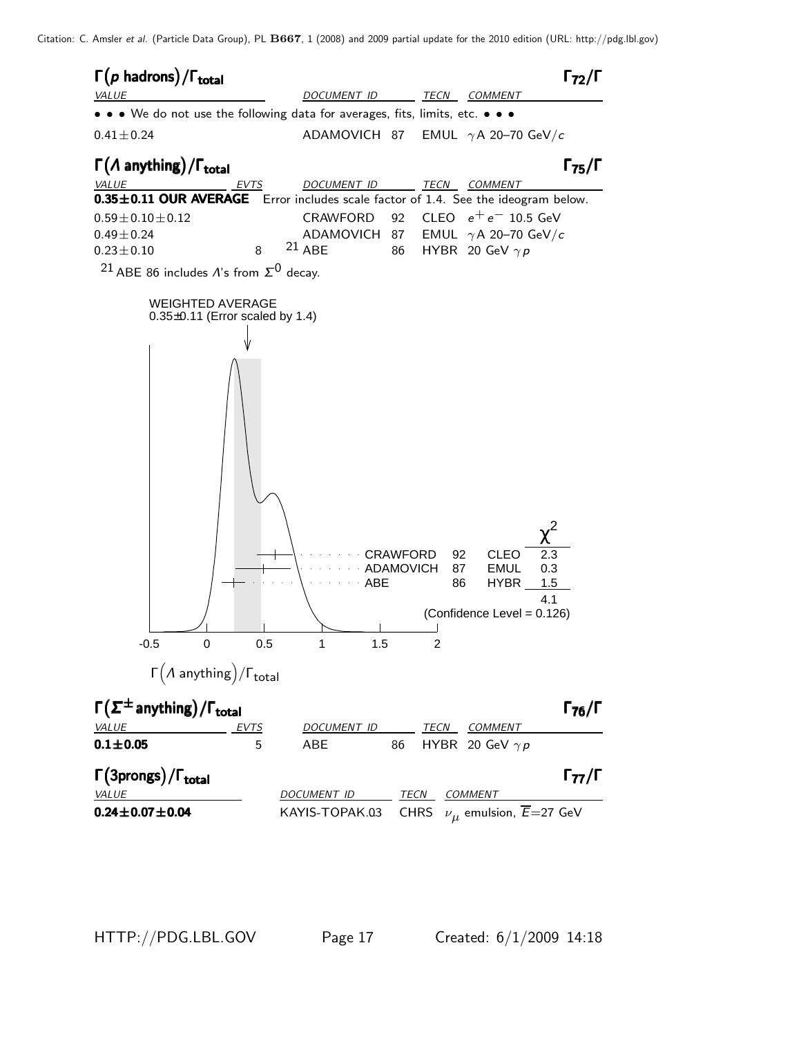## $\Gamma(p \text{ hadrons})/\Gamma_{\text{total}}$ $\Gamma_{72}/\Gamma$

| VALUE | DOCUMENT ID | | TECN | COMMENT |
|---|---|---|---|---|
| • • • We do not use the following data for averages, fits, limits, etc. • • • | | | | |
| $0.41 \pm 0.24$ | ADAMOVICH | 87 | EMUL | $\gamma$A 20–70 GeV/$c$ |

## $\Gamma(\Lambda \text{ anything})/\Gamma_{\text{total}}$ $\Gamma_{75}/\Gamma$

| VALUE | EVTS | DOCUMENT ID | | TECN | COMMENT |
|---|---|---|---|---|---|
| **0.35±0.11 OUR AVERAGE** | | Error includes scale factor of 1.4. See the ideogram below. | | | |
| $0.59 \pm 0.10 \pm 0.12$ | | CRAWFORD | 92 | CLEO | $e^+ e^-$ 10.5 GeV |
| $0.49 \pm 0.24$ | | ADAMOVICH | 87 | EMUL | $\gamma$A 20–70 GeV/$c$ |
| $0.23 \pm 0.10$ | 8 | ABE [21] | 86 | HYBR | 20 GeV $\gamma p$ |

[21] ABE 86 includes $\Lambda$'s from $\Sigma^0$ decay.

WEIGHTED AVERAGE
0.35±0.11 (Error scaled by 1.4)

| | | | $\chi^2$ |
|---|---|---|---|
| CRAWFORD | 92 | CLEO | 2.3 |
| ADAMOVICH | 87 | EMUL | 0.3 |
| ABE | 86 | HYBR | 1.5 |
| | | | 4.1 |

(Confidence Level = 0.126)

$\Gamma(\Lambda \text{ anything})/\Gamma_{\text{total}}$

## $\Gamma(\Sigma^{\pm} \text{ anything})/\Gamma_{\text{total}}$ $\Gamma_{76}/\Gamma$

| VALUE | EVTS | DOCUMENT ID | | TECN | COMMENT |
|---|---|---|---|---|---|
| **0.1±0.05** | 5 | ABE | 86 | HYBR | 20 GeV $\gamma p$ |

## $\Gamma(\text{3prongs})/\Gamma_{\text{total}}$ $\Gamma_{77}/\Gamma$

| VALUE | DOCUMENT ID | TECN | COMMENT |
|---|---|---|---|
| **0.24±0.07±0.04** | KAYIS-TOPAK...03 | CHRS | $\nu_\mu$ emulsion, $\overline{E}$=27 GeV |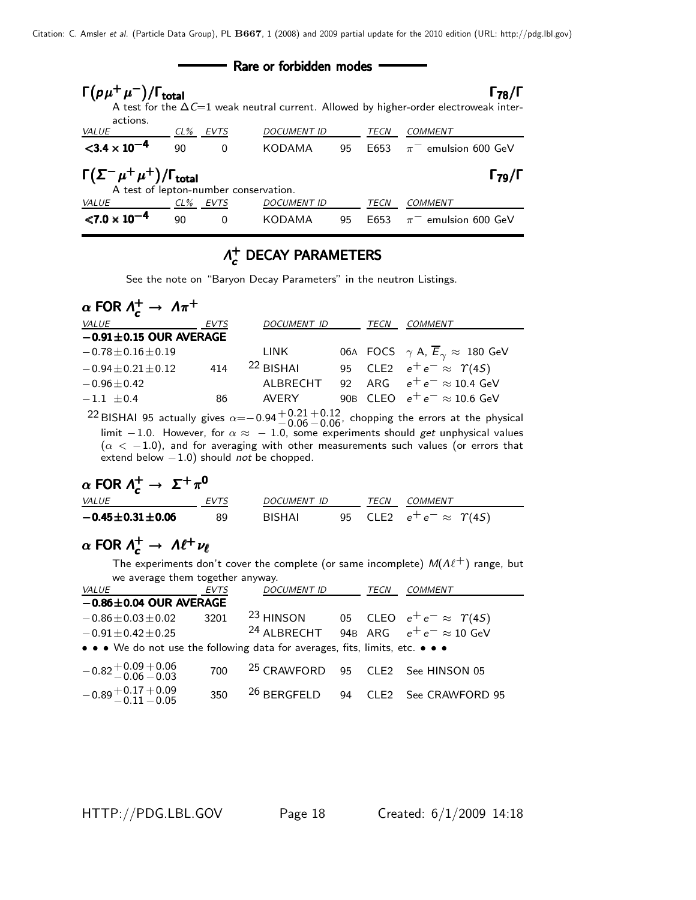## Rare or forbidden modes

### $\Gamma(p\mu^+\mu^-)/\Gamma_{\text{total}}$ $\Gamma_{78}/\Gamma$

A test for the $\Delta C$=1 weak neutral current. Allowed by higher-order electroweak interactions.

| VALUE | CL% | EVTS | DOCUMENT ID | | TECN | COMMENT |
|---|---|---|---|---|---|---|
| **<3.4 × 10$^{-4}$** | 90 | 0 | KODAMA | 95 | E653 | $\pi^-$ emulsion 600 GeV |

### $\Gamma(\Sigma^-\mu^+\mu^+)/\Gamma_{\text{total}}$ $\Gamma_{79}/\Gamma$

A test of lepton-number conservation.

| VALUE | CL% | EVTS | DOCUMENT ID | | TECN | COMMENT |
|---|---|---|---|---|---|---|
| **<7.0 × 10$^{-4}$** | 90 | 0 | KODAMA | 95 | E653 | $\pi^-$ emulsion 600 GeV |

## $\Lambda_c^+$ DECAY PARAMETERS

See the note on "Baryon Decay Parameters" in the neutron Listings.

### $\alpha$ FOR $\Lambda_c^+ \rightarrow \Lambda\pi^+$

| VALUE | EVTS | DOCUMENT ID | | TECN | COMMENT |
|---|---|---|---|---|---|
| **−0.91±0.15 OUR AVERAGE** | | | | | |
| −0.78±0.16±0.19 | | LINK | 06A | FOCS | $\gamma$ A, $\overline{E}_\gamma \approx$ 180 GeV |
| −0.94±0.21±0.12 | 414 | [22] BISHAI | 95 | CLE2 | $e^+e^- \approx \Upsilon(4S)$ |
| −0.96±0.42 | | ALBRECHT | 92 | ARG | $e^+e^- \approx$ 10.4 GeV |
| −1.1 ±0.4 | 86 | AVERY | 90B | CLEO | $e^+e^- \approx$ 10.6 GeV |

[22] BISHAI 95 actually gives $\alpha = -0.94^{+0.21}_{-0.06}{}^{+0.12}_{-0.06}$, chopping the errors at the physical limit −1.0. However, for $\alpha \approx -1.0$, some experiments should *get* unphysical values ($\alpha < -1.0$), and for averaging with other measurements such values (or errors that extend below −1.0) should *not* be chopped.

### $\alpha$ FOR $\Lambda_c^+ \rightarrow \Sigma^+\pi^0$

| VALUE | EVTS | DOCUMENT ID | | TECN | COMMENT |
|---|---|---|---|---|---|
| **−0.45±0.31±0.06** | 89 | BISHAI | 95 | CLE2 | $e^+e^- \approx \Upsilon(4S)$ |

### $\alpha$ FOR $\Lambda_c^+ \rightarrow \Lambda\ell^+\nu_\ell$

The experiments don't cover the complete (or same incomplete) $M(\Lambda\ell^+)$ range, but we average them together anyway.

| VALUE | EVTS | DOCUMENT ID | | TECN | COMMENT |
|---|---|---|---|---|---|
| **−0.86±0.04 OUR AVERAGE** | | | | | |
| −0.86±0.03±0.02 | 3201 | [23] HINSON | 05 | CLEO | $e^+e^- \approx \Upsilon(4S)$ |
| −0.91±0.42±0.25 | | [24] ALBRECHT | 94B | ARG | $e^+e^- \approx$ 10 GeV |
| • • • We do not use the following data for averages, fits, limits, etc. • • • | | | | | |
| $-0.82^{+0.09}_{-0.06}{}^{+0.06}_{-0.03}$ | 700 | [25] CRAWFORD | 95 | CLE2 | See HINSON 05 |
| $-0.89^{+0.17}_{-0.11}{}^{+0.09}_{-0.05}$ | 350 | [26] BERGFELD | 94 | CLE2 | See CRAWFORD 95 |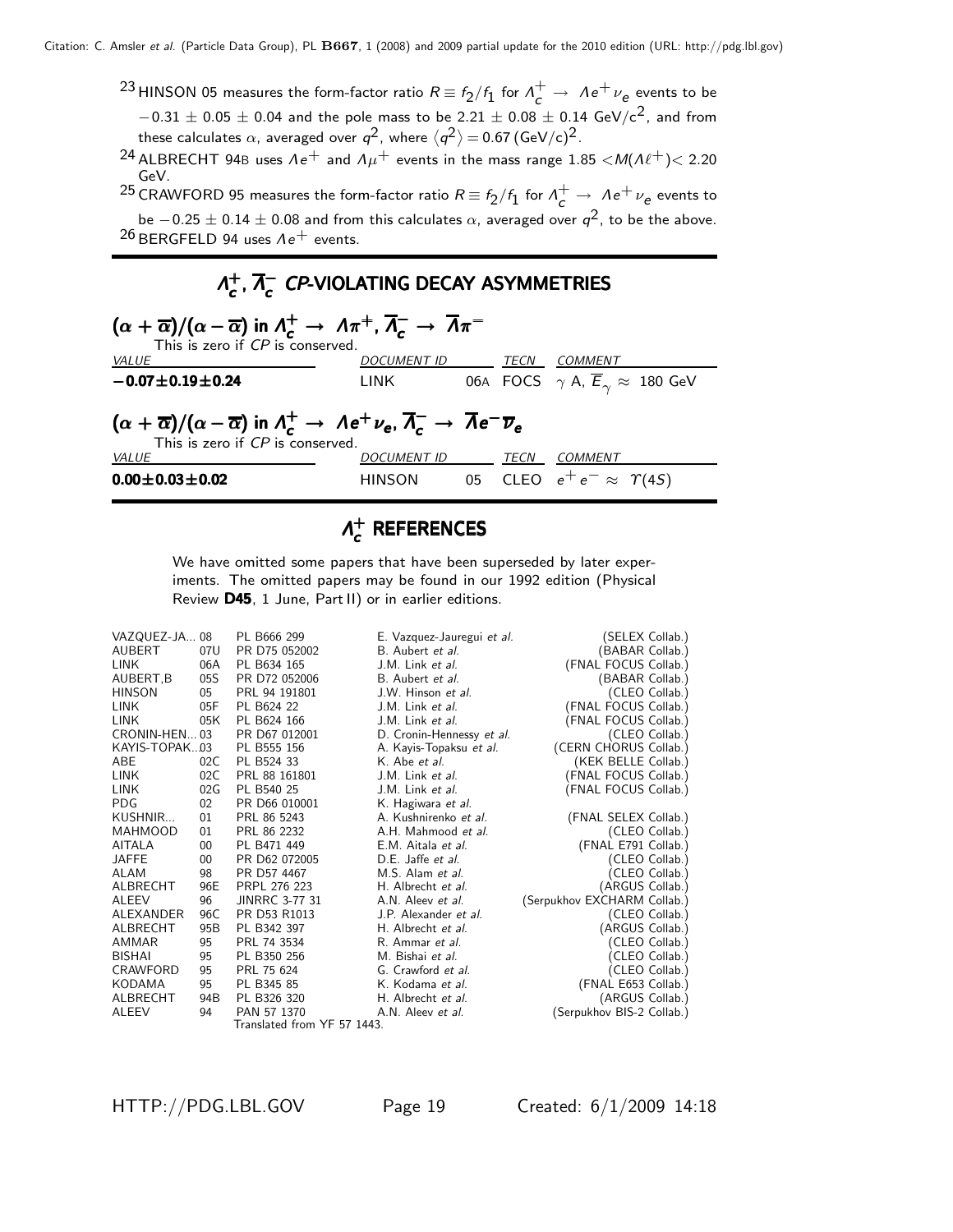[23] HINSON 05 measures the form-factor ratio $R \equiv f_2/f_1$ for $\Lambda_c^+ \to \Lambda e^+ \nu_e$ events to be $-0.31 \pm 0.05 \pm 0.04$ and the pole mass to be $2.21 \pm 0.08 \pm 0.14$ GeV/c$^2$, and from these calculates $\alpha$, averaged over $q^2$, where $\langle q^2 \rangle = 0.67$ (GeV/c)$^2$.

[24] ALBRECHT 94B uses $\Lambda e^+$ and $\Lambda \mu^+$ events in the mass range $1.85 < M(\Lambda \ell^+) < 2.20$ GeV.

[25] CRAWFORD 95 measures the form-factor ratio $R \equiv f_2/f_1$ for $\Lambda_c^+ \to \Lambda e^+ \nu_e$ events to be $-0.25 \pm 0.14 \pm 0.08$ and from this calculates $\alpha$, averaged over $q^2$, to be the above.

[26] BERGFELD 94 uses $\Lambda e^+$ events.

## $\Lambda_c^+$, $\overline{\Lambda}_c^-$ *CP*-VIOLATING DECAY ASYMMETRIES

### $(\alpha + \overline{\alpha})/(\alpha - \overline{\alpha})$ in $\Lambda_c^+ \to \Lambda \pi^+$, $\overline{\Lambda}_c^- \to \overline{\Lambda} \pi^-$

This is zero if *CP* is conserved.

| *VALUE* | *DOCUMENT ID* | | *TECN* | *COMMENT* |
|---|---|---|---|---|
| **$-0.07 \pm 0.19 \pm 0.24$** | LINK | 06A | FOCS | $\gamma$ A, $\overline{E}_\gamma \approx$ 180 GeV |

### $(\alpha + \overline{\alpha})/(\alpha - \overline{\alpha})$ in $\Lambda_c^+ \to \Lambda e^+ \nu_e$, $\overline{\Lambda}_c^- \to \overline{\Lambda} e^- \overline{\nu}_e$

This is zero if *CP* is conserved.

| *VALUE* | *DOCUMENT ID* | | *TECN* | *COMMENT* |
|---|---|---|---|---|
| **$0.00 \pm 0.03 \pm 0.02$** | HINSON | 05 | CLEO | $e^+ e^- \approx \Upsilon(4S)$ |

## $\Lambda_c^+$ REFERENCES

We have omitted some papers that have been superseded by later experiments. The omitted papers may be found in our 1992 edition (Physical Review **D45**, 1 June, Part II) or in earlier editions.

| | | | | |
|---|---|---|---|---|
| VAZQUEZ-JA... | 08 | PL B666 299 | E. Vazquez-Jauregui *et al.* | (SELEX Collab.) |
| AUBERT | 07U | PR D75 052002 | B. Aubert *et al.* | (BABAR Collab.) |
| LINK | 06A | PL B634 165 | J.M. Link *et al.* | (FNAL FOCUS Collab.) |
| AUBERT,B | 05S | PR D72 052006 | B. Aubert *et al.* | (BABAR Collab.) |
| HINSON | 05 | PRL 94 191801 | J.W. Hinson *et al.* | (CLEO Collab.) |
| LINK | 05F | PL B624 22 | J.M. Link *et al.* | (FNAL FOCUS Collab.) |
| LINK | 05K | PL B624 166 | J.M. Link *et al.* | (FNAL FOCUS Collab.) |
| CRONIN-HEN... | 03 | PR D67 012001 | D. Cronin-Hennessy *et al.* | (CLEO Collab.) |
| KAYIS-TOPAK... | 03 | PL B555 156 | A. Kayis-Topaksu *et al.* | (CERN CHORUS Collab.) |
| ABE | 02C | PL B524 33 | K. Abe *et al.* | (KEK BELLE Collab.) |
| LINK | 02C | PRL 88 161801 | J.M. Link *et al.* | (FNAL FOCUS Collab.) |
| LINK | 02G | PL B540 25 | J.M. Link *et al.* | (FNAL FOCUS Collab.) |
| PDG | 02 | PR D66 010001 | K. Hagiwara *et al.* | |
| KUSHNIR... | 01 | PRL 86 5243 | A. Kushnirenko *et al.* | (FNAL SELEX Collab.) |
| MAHMOOD | 01 | PRL 86 2232 | A.H. Mahmood *et al.* | (CLEO Collab.) |
| AITALA | 00 | PL B471 449 | E.M. Aitala *et al.* | (FNAL E791 Collab.) |
| JAFFE | 00 | PR D62 072005 | D.E. Jaffe *et al.* | (CLEO Collab.) |
| ALAM | 98 | PR D57 4467 | M.S. Alam *et al.* | (CLEO Collab.) |
| ALBRECHT | 96E | PRPL 276 223 | H. Albrecht *et al.* | (ARGUS Collab.) |
| ALEEV | 96 | JINRRC 3-77 31 | A.N. Aleev *et al.* | (Serpukhov EXCHARM Collab.) |
| ALEXANDER | 96C | PR D53 R1013 | J.P. Alexander *et al.* | (CLEO Collab.) |
| ALBRECHT | 95B | PL B342 397 | H. Albrecht *et al.* | (ARGUS Collab.) |
| AMMAR | 95 | PRL 74 3534 | R. Ammar *et al.* | (CLEO Collab.) |
| BISHAI | 95 | PL B350 256 | M. Bishai *et al.* | (CLEO Collab.) |
| CRAWFORD | 95 | PRL 75 624 | G. Crawford *et al.* | (CLEO Collab.) |
| KODAMA | 95 | PL B345 85 | K. Kodama *et al.* | (FNAL E653 Collab.) |
| ALBRECHT | 94B | PL B326 320 | H. Albrecht *et al.* | (ARGUS Collab.) |
| ALEEV | 94 | PAN 57 1370 | A.N. Aleev *et al.* | (Serpukhov BIS-2 Collab.) |
| | | Translated from YF 57 1443. | | |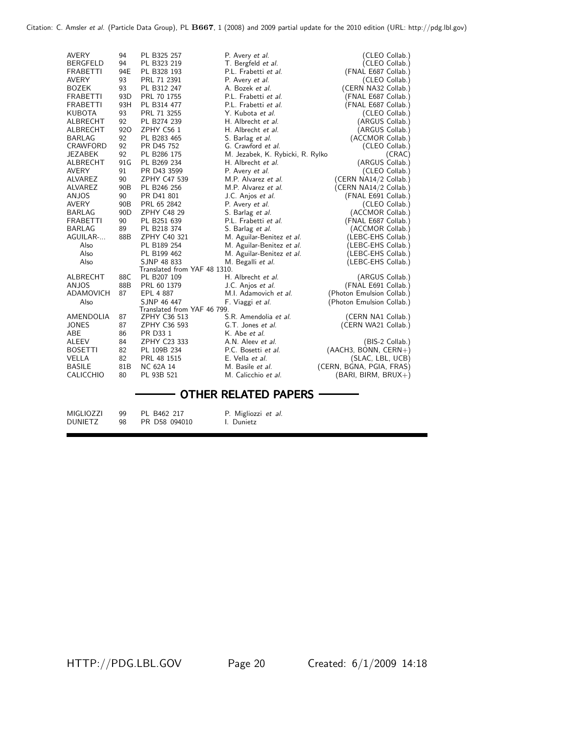| | | | | |
|---|---|---|---|---|
| AVERY | 94 | PL B325 257 | P. Avery *et al.* | (CLEO Collab.) |
| BERGFELD | 94 | PL B323 219 | T. Bergfeld *et al.* | (CLEO Collab.) |
| FRABETTI | 94E | PL B328 193 | P.L. Frabetti *et al.* | (FNAL E687 Collab.) |
| AVERY | 93 | PRL 71 2391 | P. Avery *et al.* | (CLEO Collab.) |
| BOZEK | 93 | PL B312 247 | A. Bozek *et al.* | (CERN NA32 Collab.) |
| FRABETTI | 93D | PRL 70 1755 | P.L. Frabetti *et al.* | (FNAL E687 Collab.) |
| FRABETTI | 93H | PL B314 477 | P.L. Frabetti *et al.* | (FNAL E687 Collab.) |
| KUBOTA | 93 | PRL 71 3255 | Y. Kubota *et al.* | (CLEO Collab.) |
| ALBRECHT | 92 | PL B274 239 | H. Albrecht *et al.* | (ARGUS Collab.) |
| ALBRECHT | 92O | ZPHY C56 1 | H. Albrecht *et al.* | (ARGUS Collab.) |
| BARLAG | 92 | PL B283 465 | S. Barlag *et al.* | (ACCMOR Collab.) |
| CRAWFORD | 92 | PR D45 752 | G. Crawford *et al.* | (CLEO Collab.) |
| JEZABEK | 92 | PL B286 175 | M. Jezabek, K. Rybicki, R. Rylko | (CRAC) |
| ALBRECHT | 91G | PL B269 234 | H. Albrecht *et al.* | (ARGUS Collab.) |
| AVERY | 91 | PR D43 3599 | P. Avery *et al.* | (CLEO Collab.) |
| ALVAREZ | 90 | ZPHY C47 539 | M.P. Alvarez *et al.* | (CERN NA14/2 Collab.) |
| ALVAREZ | 90B | PL B246 256 | M.P. Alvarez *et al.* | (CERN NA14/2 Collab.) |
| ANJOS | 90 | PR D41 801 | J.C. Anjos *et al.* | (FNAL E691 Collab.) |
| AVERY | 90B | PRL 65 2842 | P. Avery *et al.* | (CLEO Collab.) |
| BARLAG | 90D | ZPHY C48 29 | S. Barlag *et al.* | (ACCMOR Collab.) |
| FRABETTI | 90 | PL B251 639 | P.L. Frabetti *et al.* | (FNAL E687 Collab.) |
| BARLAG | 89 | PL B218 374 | S. Barlag *et al.* | (ACCMOR Collab.) |
| AGUILAR-... | 88B | ZPHY C40 321 | M. Aguilar-Benitez *et al.* | (LEBC-EHS Collab.) |
| Also | | PL B189 254 | M. Aguilar-Benitez *et al.* | (LEBC-EHS Collab.) |
| Also | | PL B199 462 | M. Aguilar-Benitez *et al.* | (LEBC-EHS Collab.) |
| Also | | SJNP 48 833 Translated from YAF 48 1310. | M. Begalli *et al.* | (LEBC-EHS Collab.) |
| ALBRECHT | 88C | PL B207 109 | H. Albrecht *et al.* | (ARGUS Collab.) |
| ANJOS | 88B | PRL 60 1379 | J.C. Anjos *et al.* | (FNAL E691 Collab.) |
| ADAMOVICH | 87 | EPL 4 887 | M.I. Adamovich *et al.* | (Photon Emulsion Collab.) |
| Also | | SJNP 46 447 Translated from YAF 46 799. | F. Viaggi *et al.* | (Photon Emulsion Collab.) |
| AMENDOLIA | 87 | ZPHY C36 513 | S.R. Amendolia *et al.* | (CERN NA1 Collab.) |
| JONES | 87 | ZPHY C36 593 | G.T. Jones *et al.* | (CERN WA21 Collab.) |
| ABE | 86 | PR D33 1 | K. Abe *et al.* | |
| ALEEV | 84 | ZPHY C23 333 | A.N. Aleev *et al.* | (BIS-2 Collab.) |
| BOSETTI | 82 | PL 109B 234 | P.C. Bosetti *et al.* | (AACH3, BONN, CERN+) |
| VELLA | 82 | PRL 48 1515 | E. Vella *et al.* | (SLAC, LBL, UCB) |
| BASILE | 81B | NC 62A 14 | M. Basile *et al.* | (CERN, BGNA, PGIA, FRAS) |
| CALICCHIO | 80 | PL 93B 521 | M. Calicchio *et al.* | (BARI, BIRM, BRUX+) |

## OTHER RELATED PAPERS

| | | | |
|---|---|---|---|
| MIGLIOZZI | 99 | PL B462 217 | P. Migliozzi *et al.* |
| DUNIETZ | 98 | PR D58 094010 | I. Dunietz |